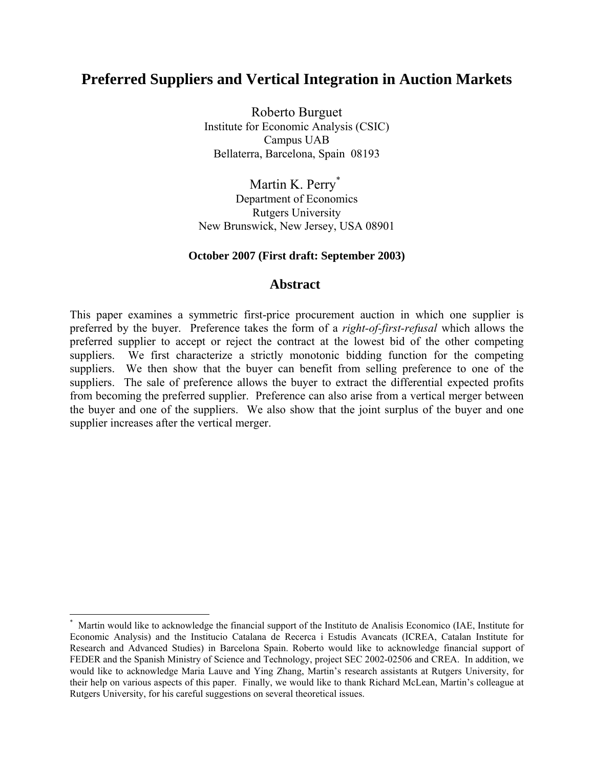# Preferred Suppliers and Vertical Integration in Auction Markets

Roberto Burguet
Institute for Economic Analysis (CSIC)
Campus UAB
Bellaterra, Barcelona, Spain 08193

Martin K. Perry*
Department of Economics
Rutgers University
New Brunswick, New Jersey, USA 08901

**October 2007 (First draft: September 2003)**

## Abstract

This paper examines a symmetric first-price procurement auction in which one supplier is preferred by the buyer. Preference takes the form of a *right-of-first-refusal* which allows the preferred supplier to accept or reject the contract at the lowest bid of the other competing suppliers. We first characterize a strictly monotonic bidding function for the competing suppliers. We then show that the buyer can benefit from selling preference to one of the suppliers. The sale of preference allows the buyer to extract the differential expected profits from becoming the preferred supplier. Preference can also arise from a vertical merger between the buyer and one of the suppliers. We also show that the joint surplus of the buyer and one supplier increases after the vertical merger.

---

* Martin would like to acknowledge the financial support of the Instituto de Analisis Economico (IAE, Institute for Economic Analysis) and the Institucio Catalana de Recerca i Estudis Avancats (ICREA, Catalan Institute for Research and Advanced Studies) in Barcelona Spain. Roberto would like to acknowledge financial support of FEDER and the Spanish Ministry of Science and Technology, project SEC 2002-02506 and CREA. In addition, we would like to acknowledge Maria Lauve and Ying Zhang, Martin's research assistants at Rutgers University, for their help on various aspects of this paper. Finally, we would like to thank Richard McLean, Martin's colleague at Rutgers University, for his careful suggestions on several theoretical issues.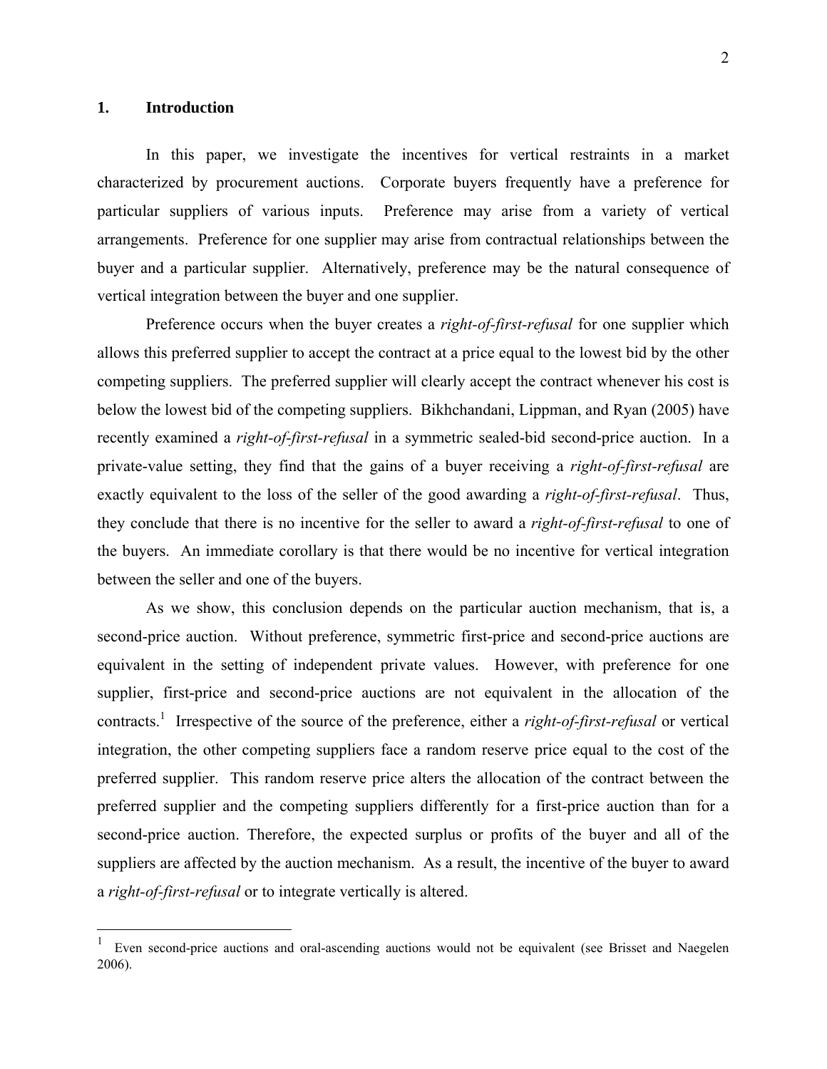## 1. Introduction

In this paper, we investigate the incentives for vertical restraints in a market characterized by procurement auctions. Corporate buyers frequently have a preference for particular suppliers of various inputs. Preference may arise from a variety of vertical arrangements. Preference for one supplier may arise from contractual relationships between the buyer and a particular supplier. Alternatively, preference may be the natural consequence of vertical integration between the buyer and one supplier.

Preference occurs when the buyer creates a *right-of-first-refusal* for one supplier which allows this preferred supplier to accept the contract at a price equal to the lowest bid by the other competing suppliers. The preferred supplier will clearly accept the contract whenever his cost is below the lowest bid of the competing suppliers. Bikhchandani, Lippman, and Ryan (2005) have recently examined a *right-of-first-refusal* in a symmetric sealed-bid second-price auction. In a private-value setting, they find that the gains of a buyer receiving a *right-of-first-refusal* are exactly equivalent to the loss of the seller of the good awarding a *right-of-first-refusal*. Thus, they conclude that there is no incentive for the seller to award a *right-of-first-refusal* to one of the buyers. An immediate corollary is that there would be no incentive for vertical integration between the seller and one of the buyers.

As we show, this conclusion depends on the particular auction mechanism, that is, a second-price auction. Without preference, symmetric first-price and second-price auctions are equivalent in the setting of independent private values. However, with preference for one supplier, first-price and second-price auctions are not equivalent in the allocation of the contracts.[1] Irrespective of the source of the preference, either a *right-of-first-refusal* or vertical integration, the other competing suppliers face a random reserve price equal to the cost of the preferred supplier. This random reserve price alters the allocation of the contract between the preferred supplier and the competing suppliers differently for a first-price auction than for a second-price auction. Therefore, the expected surplus or profits of the buyer and all of the suppliers are affected by the auction mechanism. As a result, the incentive of the buyer to award a *right-of-first-refusal* or to integrate vertically is altered.

---

[1] Even second-price auctions and oral-ascending auctions would not be equivalent (see Brisset and Naegelen 2006).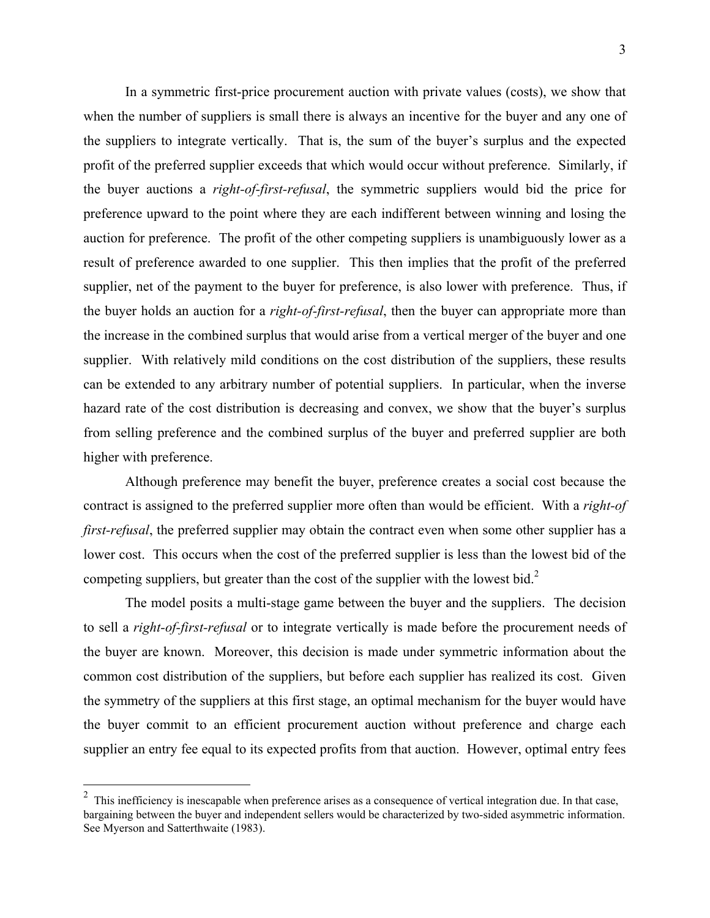In a symmetric first-price procurement auction with private values (costs), we show that when the number of suppliers is small there is always an incentive for the buyer and any one of the suppliers to integrate vertically. That is, the sum of the buyer's surplus and the expected profit of the preferred supplier exceeds that which would occur without preference. Similarly, if the buyer auctions a *right-of-first-refusal*, the symmetric suppliers would bid the price for preference upward to the point where they are each indifferent between winning and losing the auction for preference. The profit of the other competing suppliers is unambiguously lower as a result of preference awarded to one supplier. This then implies that the profit of the preferred supplier, net of the payment to the buyer for preference, is also lower with preference. Thus, if the buyer holds an auction for a *right-of-first-refusal*, then the buyer can appropriate more than the increase in the combined surplus that would arise from a vertical merger of the buyer and one supplier. With relatively mild conditions on the cost distribution of the suppliers, these results can be extended to any arbitrary number of potential suppliers. In particular, when the inverse hazard rate of the cost distribution is decreasing and convex, we show that the buyer's surplus from selling preference and the combined surplus of the buyer and preferred supplier are both higher with preference.

Although preference may benefit the buyer, preference creates a social cost because the contract is assigned to the preferred supplier more often than would be efficient. With a *right-of first-refusal*, the preferred supplier may obtain the contract even when some other supplier has a lower cost. This occurs when the cost of the preferred supplier is less than the lowest bid of the competing suppliers, but greater than the cost of the supplier with the lowest bid.[2]

The model posits a multi-stage game between the buyer and the suppliers. The decision to sell a *right-of-first-refusal* or to integrate vertically is made before the procurement needs of the buyer are known. Moreover, this decision is made under symmetric information about the common cost distribution of the suppliers, but before each supplier has realized its cost. Given the symmetry of the suppliers at this first stage, an optimal mechanism for the buyer would have the buyer commit to an efficient procurement auction without preference and charge each supplier an entry fee equal to its expected profits from that auction. However, optimal entry fees

[2] This inefficiency is inescapable when preference arises as a consequence of vertical integration due. In that case, bargaining between the buyer and independent sellers would be characterized by two-sided asymmetric information. See Myerson and Satterthwaite (1983).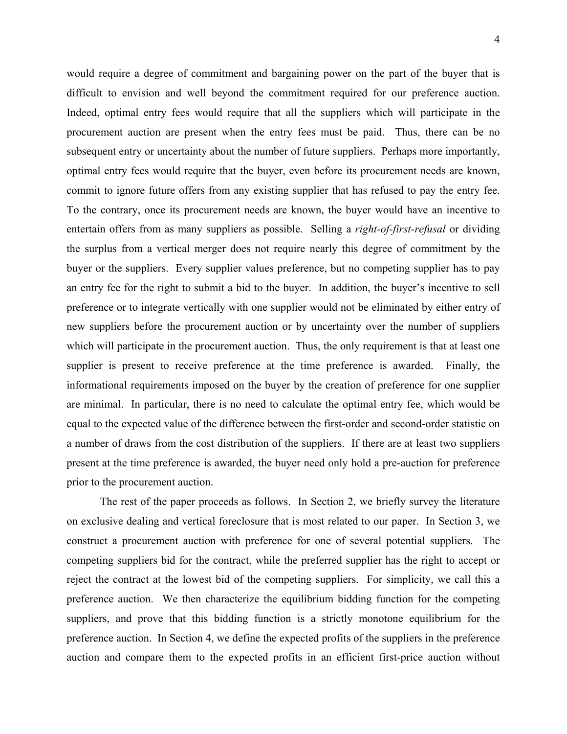would require a degree of commitment and bargaining power on the part of the buyer that is difficult to envision and well beyond the commitment required for our preference auction. Indeed, optimal entry fees would require that all the suppliers which will participate in the procurement auction are present when the entry fees must be paid. Thus, there can be no subsequent entry or uncertainty about the number of future suppliers. Perhaps more importantly, optimal entry fees would require that the buyer, even before its procurement needs are known, commit to ignore future offers from any existing supplier that has refused to pay the entry fee. To the contrary, once its procurement needs are known, the buyer would have an incentive to entertain offers from as many suppliers as possible. Selling a *right-of-first-refusal* or dividing the surplus from a vertical merger does not require nearly this degree of commitment by the buyer or the suppliers. Every supplier values preference, but no competing supplier has to pay an entry fee for the right to submit a bid to the buyer. In addition, the buyer's incentive to sell preference or to integrate vertically with one supplier would not be eliminated by either entry of new suppliers before the procurement auction or by uncertainty over the number of suppliers which will participate in the procurement auction. Thus, the only requirement is that at least one supplier is present to receive preference at the time preference is awarded. Finally, the informational requirements imposed on the buyer by the creation of preference for one supplier are minimal. In particular, there is no need to calculate the optimal entry fee, which would be equal to the expected value of the difference between the first-order and second-order statistic on a number of draws from the cost distribution of the suppliers. If there are at least two suppliers present at the time preference is awarded, the buyer need only hold a pre-auction for preference prior to the procurement auction.

The rest of the paper proceeds as follows. In Section 2, we briefly survey the literature on exclusive dealing and vertical foreclosure that is most related to our paper. In Section 3, we construct a procurement auction with preference for one of several potential suppliers. The competing suppliers bid for the contract, while the preferred supplier has the right to accept or reject the contract at the lowest bid of the competing suppliers. For simplicity, we call this a preference auction. We then characterize the equilibrium bidding function for the competing suppliers, and prove that this bidding function is a strictly monotone equilibrium for the preference auction. In Section 4, we define the expected profits of the suppliers in the preference auction and compare them to the expected profits in an efficient first-price auction without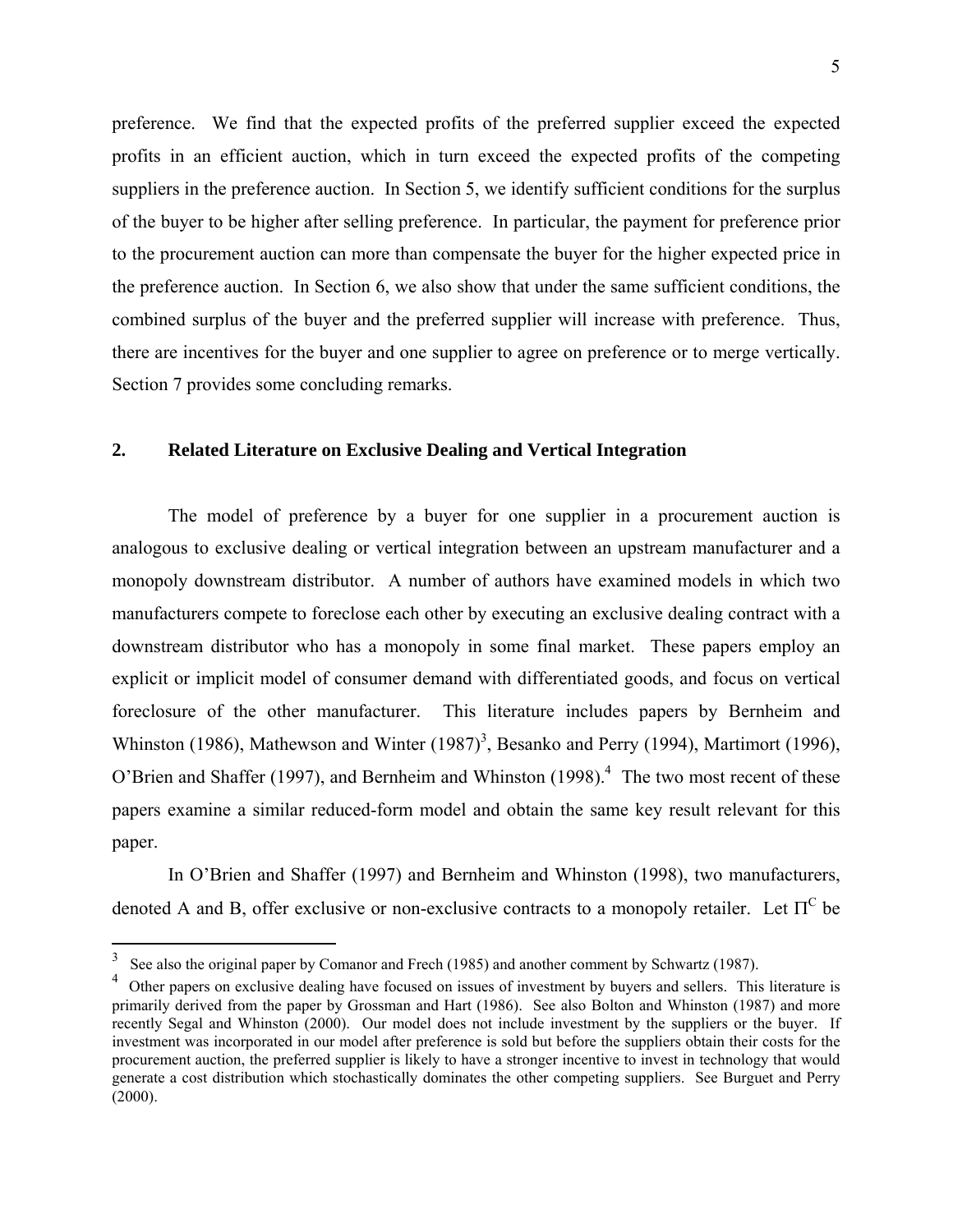preference. We find that the expected profits of the preferred supplier exceed the expected profits in an efficient auction, which in turn exceed the expected profits of the competing suppliers in the preference auction. In Section 5, we identify sufficient conditions for the surplus of the buyer to be higher after selling preference. In particular, the payment for preference prior to the procurement auction can more than compensate the buyer for the higher expected price in the preference auction. In Section 6, we also show that under the same sufficient conditions, the combined surplus of the buyer and the preferred supplier will increase with preference. Thus, there are incentives for the buyer and one supplier to agree on preference or to merge vertically. Section 7 provides some concluding remarks.

## 2. Related Literature on Exclusive Dealing and Vertical Integration

The model of preference by a buyer for one supplier in a procurement auction is analogous to exclusive dealing or vertical integration between an upstream manufacturer and a monopoly downstream distributor. A number of authors have examined models in which two manufacturers compete to foreclose each other by executing an exclusive dealing contract with a downstream distributor who has a monopoly in some final market. These papers employ an explicit or implicit model of consumer demand with differentiated goods, and focus on vertical foreclosure of the other manufacturer. This literature includes papers by Bernheim and Whinston (1986), Mathewson and Winter (1987)[3], Besanko and Perry (1994), Martimort (1996), O'Brien and Shaffer (1997), and Bernheim and Whinston (1998).[4] The two most recent of these papers examine a similar reduced-form model and obtain the same key result relevant for this paper.

In O'Brien and Shaffer (1997) and Bernheim and Whinston (1998), two manufacturers, denoted A and B, offer exclusive or non-exclusive contracts to a monopoly retailer. Let $\Pi^C$ be

---

[3] See also the original paper by Comanor and Frech (1985) and another comment by Schwartz (1987).

[4] Other papers on exclusive dealing have focused on issues of investment by buyers and sellers. This literature is primarily derived from the paper by Grossman and Hart (1986). See also Bolton and Whinston (1987) and more recently Segal and Whinston (2000). Our model does not include investment by the suppliers or the buyer. If investment was incorporated in our model after preference is sold but before the suppliers obtain their costs for the procurement auction, the preferred supplier is likely to have a stronger incentive to invest in technology that would generate a cost distribution which stochastically dominates the other competing suppliers. See Burguet and Perry (2000).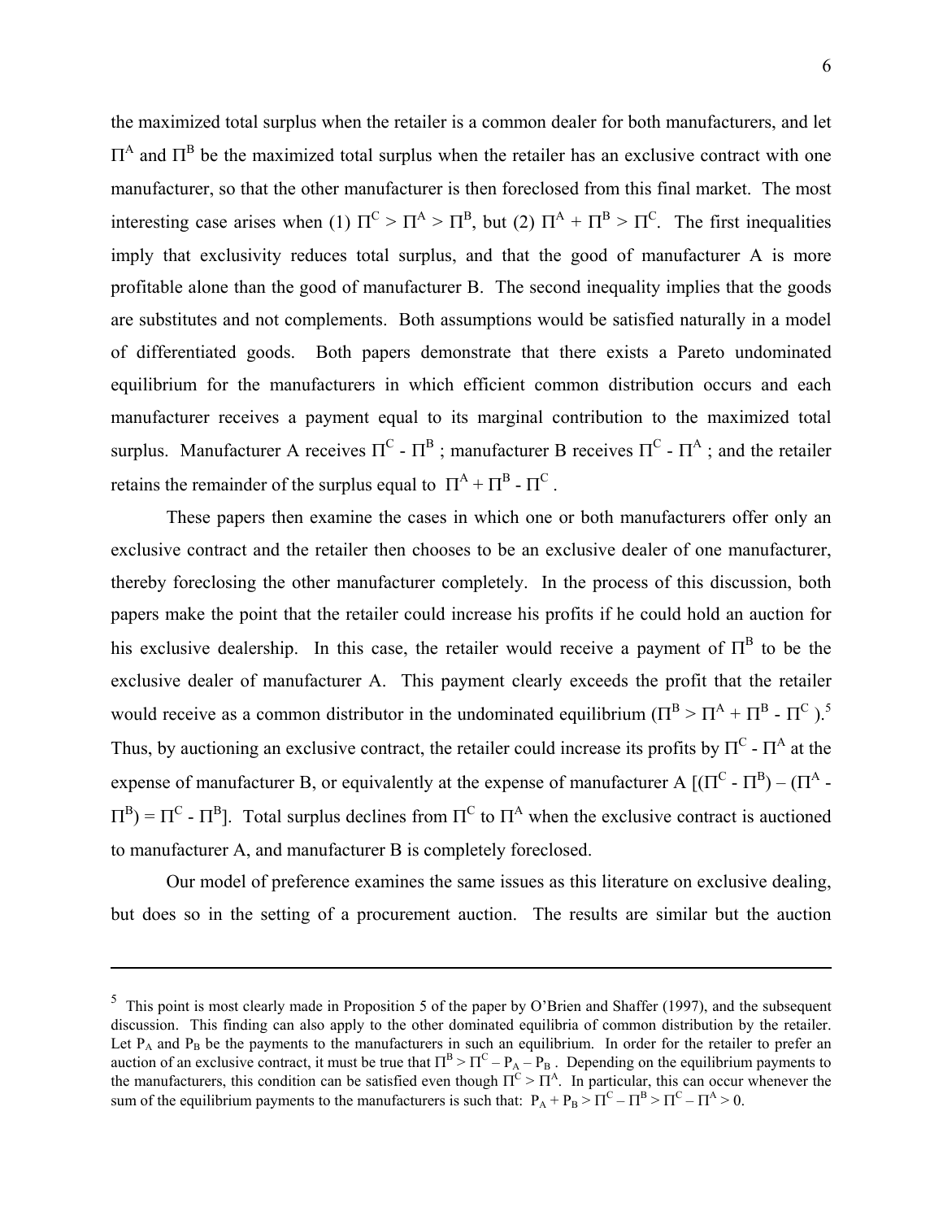the maximized total surplus when the retailer is a common dealer for both manufacturers, and let $\Pi^A$ and $\Pi^B$ be the maximized total surplus when the retailer has an exclusive contract with one manufacturer, so that the other manufacturer is then foreclosed from this final market. The most interesting case arises when (1) $\Pi^C > \Pi^A > \Pi^B$, but (2) $\Pi^A + \Pi^B > \Pi^C$. The first inequalities imply that exclusivity reduces total surplus, and that the good of manufacturer A is more profitable alone than the good of manufacturer B. The second inequality implies that the goods are substitutes and not complements. Both assumptions would be satisfied naturally in a model of differentiated goods. Both papers demonstrate that there exists a Pareto undominated equilibrium for the manufacturers in which efficient common distribution occurs and each manufacturer receives a payment equal to its marginal contribution to the maximized total surplus. Manufacturer A receives $\Pi^C - \Pi^B$ ; manufacturer B receives $\Pi^C - \Pi^A$ ; and the retailer retains the remainder of the surplus equal to $\Pi^A + \Pi^B - \Pi^C$ .

These papers then examine the cases in which one or both manufacturers offer only an exclusive contract and the retailer then chooses to be an exclusive dealer of one manufacturer, thereby foreclosing the other manufacturer completely. In the process of this discussion, both papers make the point that the retailer could increase his profits if he could hold an auction for his exclusive dealership. In this case, the retailer would receive a payment of $\Pi^B$ to be the exclusive dealer of manufacturer A. This payment clearly exceeds the profit that the retailer would receive as a common distributor in the undominated equilibrium ($\Pi^B > \Pi^A + \Pi^B - \Pi^C$ ).[5] Thus, by auctioning an exclusive contract, the retailer could increase its profits by $\Pi^C - \Pi^A$ at the expense of manufacturer B, or equivalently at the expense of manufacturer A [$(\Pi^C - \Pi^B) - (\Pi^A - \Pi^B) = \Pi^C - \Pi^B$]. Total surplus declines from $\Pi^C$ to $\Pi^A$ when the exclusive contract is auctioned to manufacturer A, and manufacturer B is completely foreclosed.

Our model of preference examines the same issues as this literature on exclusive dealing, but does so in the setting of a procurement auction. The results are similar but the auction

---

[5] This point is most clearly made in Proposition 5 of the paper by O'Brien and Shaffer (1997), and the subsequent discussion. This finding can also apply to the other dominated equilibria of common distribution by the retailer. Let $P_A$ and $P_B$ be the payments to the manufacturers in such an equilibrium. In order for the retailer to prefer an auction of an exclusive contract, it must be true that $\Pi^B > \Pi^C - P_A - P_B$ . Depending on the equilibrium payments to the manufacturers, this condition can be satisfied even though $\Pi^C > \Pi^A$. In particular, this can occur whenever the sum of the equilibrium payments to the manufacturers is such that: $P_A + P_B > \Pi^C - \Pi^B > \Pi^C - \Pi^A > 0$.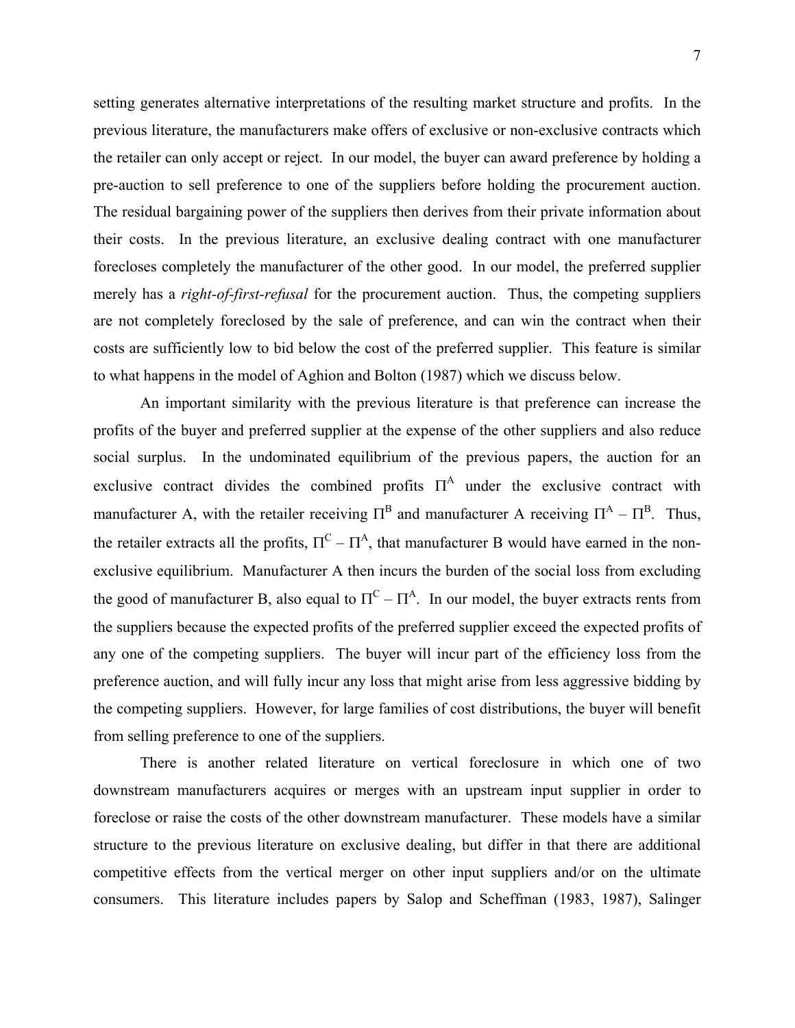setting generates alternative interpretations of the resulting market structure and profits. In the previous literature, the manufacturers make offers of exclusive or non-exclusive contracts which the retailer can only accept or reject. In our model, the buyer can award preference by holding a pre-auction to sell preference to one of the suppliers before holding the procurement auction. The residual bargaining power of the suppliers then derives from their private information about their costs. In the previous literature, an exclusive dealing contract with one manufacturer forecloses completely the manufacturer of the other good. In our model, the preferred supplier merely has a *right-of-first-refusal* for the procurement auction. Thus, the competing suppliers are not completely foreclosed by the sale of preference, and can win the contract when their costs are sufficiently low to bid below the cost of the preferred supplier. This feature is similar to what happens in the model of Aghion and Bolton (1987) which we discuss below.

An important similarity with the previous literature is that preference can increase the profits of the buyer and preferred supplier at the expense of the other suppliers and also reduce social surplus. In the undominated equilibrium of the previous papers, the auction for an exclusive contract divides the combined profits $\Pi^A$ under the exclusive contract with manufacturer A, with the retailer receiving $\Pi^B$ and manufacturer A receiving $\Pi^A - \Pi^B$. Thus, the retailer extracts all the profits, $\Pi^C - \Pi^A$, that manufacturer B would have earned in the non-exclusive equilibrium. Manufacturer A then incurs the burden of the social loss from excluding the good of manufacturer B, also equal to $\Pi^C - \Pi^A$. In our model, the buyer extracts rents from the suppliers because the expected profits of the preferred supplier exceed the expected profits of any one of the competing suppliers. The buyer will incur part of the efficiency loss from the preference auction, and will fully incur any loss that might arise from less aggressive bidding by the competing suppliers. However, for large families of cost distributions, the buyer will benefit from selling preference to one of the suppliers.

There is another related literature on vertical foreclosure in which one of two downstream manufacturers acquires or merges with an upstream input supplier in order to foreclose or raise the costs of the other downstream manufacturer. These models have a similar structure to the previous literature on exclusive dealing, but differ in that there are additional competitive effects from the vertical merger on other input suppliers and/or on the ultimate consumers. This literature includes papers by Salop and Scheffman (1983, 1987), Salinger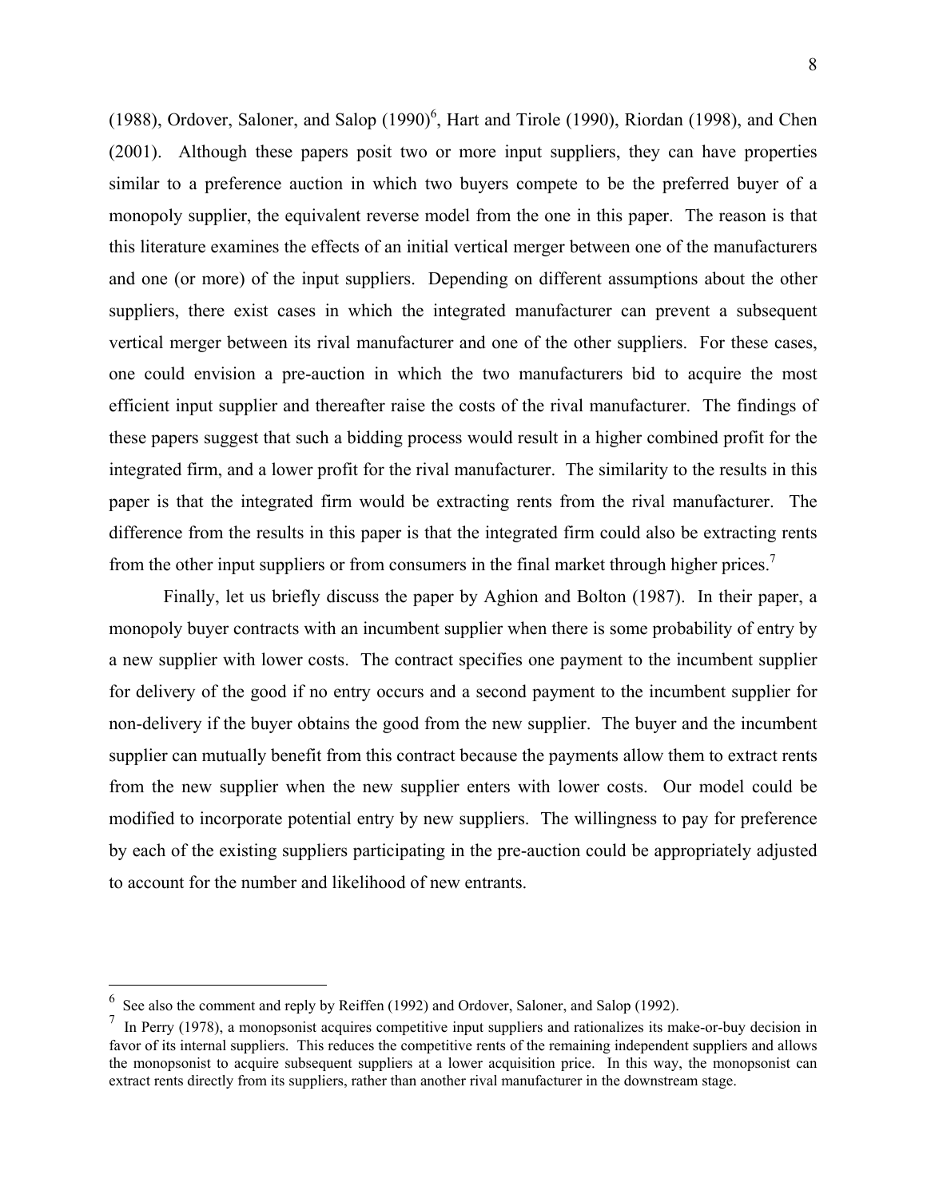(1988), Ordover, Saloner, and Salop (1990)[6], Hart and Tirole (1990), Riordan (1998), and Chen (2001). Although these papers posit two or more input suppliers, they can have properties similar to a preference auction in which two buyers compete to be the preferred buyer of a monopoly supplier, the equivalent reverse model from the one in this paper. The reason is that this literature examines the effects of an initial vertical merger between one of the manufacturers and one (or more) of the input suppliers. Depending on different assumptions about the other suppliers, there exist cases in which the integrated manufacturer can prevent a subsequent vertical merger between its rival manufacturer and one of the other suppliers. For these cases, one could envision a pre-auction in which the two manufacturers bid to acquire the most efficient input supplier and thereafter raise the costs of the rival manufacturer. The findings of these papers suggest that such a bidding process would result in a higher combined profit for the integrated firm, and a lower profit for the rival manufacturer. The similarity to the results in this paper is that the integrated firm would be extracting rents from the rival manufacturer. The difference from the results in this paper is that the integrated firm could also be extracting rents from the other input suppliers or from consumers in the final market through higher prices.[7]

Finally, let us briefly discuss the paper by Aghion and Bolton (1987). In their paper, a monopoly buyer contracts with an incumbent supplier when there is some probability of entry by a new supplier with lower costs. The contract specifies one payment to the incumbent supplier for delivery of the good if no entry occurs and a second payment to the incumbent supplier for non-delivery if the buyer obtains the good from the new supplier. The buyer and the incumbent supplier can mutually benefit from this contract because the payments allow them to extract rents from the new supplier when the new supplier enters with lower costs. Our model could be modified to incorporate potential entry by new suppliers. The willingness to pay for preference by each of the existing suppliers participating in the pre-auction could be appropriately adjusted to account for the number and likelihood of new entrants.

---

[6] See also the comment and reply by Reiffen (1992) and Ordover, Saloner, and Salop (1992).

[7] In Perry (1978), a monopsonist acquires competitive input suppliers and rationalizes its make-or-buy decision in favor of its internal suppliers. This reduces the competitive rents of the remaining independent suppliers and allows the monopsonist to acquire subsequent suppliers at a lower acquisition price. In this way, the monopsonist can extract rents directly from its suppliers, rather than another rival manufacturer in the downstream stage.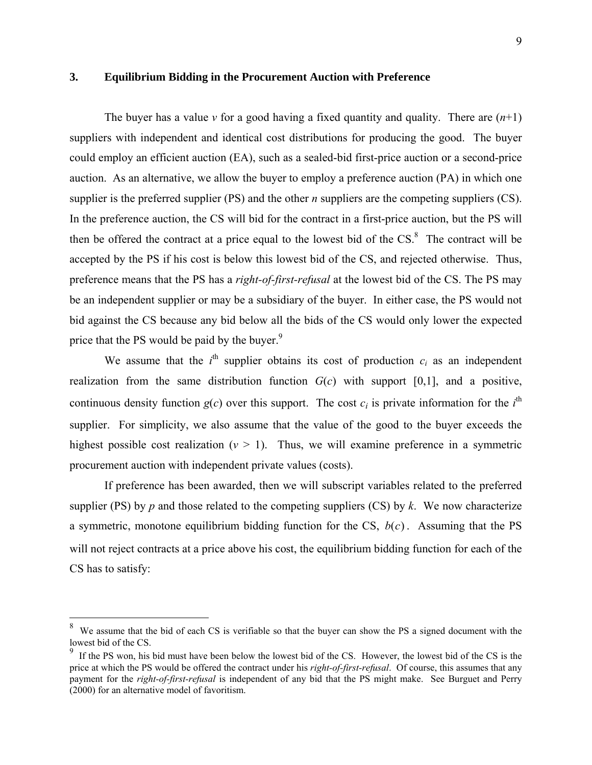## 3. Equilibrium Bidding in the Procurement Auction with Preference

The buyer has a value $v$ for a good having a fixed quantity and quality. There are $(n+1)$ suppliers with independent and identical cost distributions for producing the good. The buyer could employ an efficient auction (EA), such as a sealed-bid first-price auction or a second-price auction. As an alternative, we allow the buyer to employ a preference auction (PA) in which one supplier is the preferred supplier (PS) and the other $n$ suppliers are the competing suppliers (CS). In the preference auction, the CS will bid for the contract in a first-price auction, but the PS will then be offered the contract at a price equal to the lowest bid of the CS.[8] The contract will be accepted by the PS if his cost is below this lowest bid of the CS, and rejected otherwise. Thus, preference means that the PS has a *right-of-first-refusal* at the lowest bid of the CS. The PS may be an independent supplier or may be a subsidiary of the buyer. In either case, the PS would not bid against the CS because any bid below all the bids of the CS would only lower the expected price that the PS would be paid by the buyer.[9]

We assume that the $i^{\text{th}}$ supplier obtains its cost of production $c_i$ as an independent realization from the same distribution function $G(c)$ with support [0,1], and a positive, continuous density function $g(c)$ over this support. The cost $c_i$ is private information for the $i^{\text{th}}$ supplier. For simplicity, we also assume that the value of the good to the buyer exceeds the highest possible cost realization ($v > 1$). Thus, we will examine preference in a symmetric procurement auction with independent private values (costs).

If preference has been awarded, then we will subscript variables related to the preferred supplier (PS) by $p$ and those related to the competing suppliers (CS) by $k$. We now characterize a symmetric, monotone equilibrium bidding function for the CS, $b(c)$. Assuming that the PS will not reject contracts at a price above his cost, the equilibrium bidding function for each of the CS has to satisfy:

---

[8] We assume that the bid of each CS is verifiable so that the buyer can show the PS a signed document with the lowest bid of the CS.

[9] If the PS won, his bid must have been below the lowest bid of the CS. However, the lowest bid of the CS is the price at which the PS would be offered the contract under his *right-of-first-refusal*. Of course, this assumes that any payment for the *right-of-first-refusal* is independent of any bid that the PS might make. See Burguet and Perry (2000) for an alternative model of favoritism.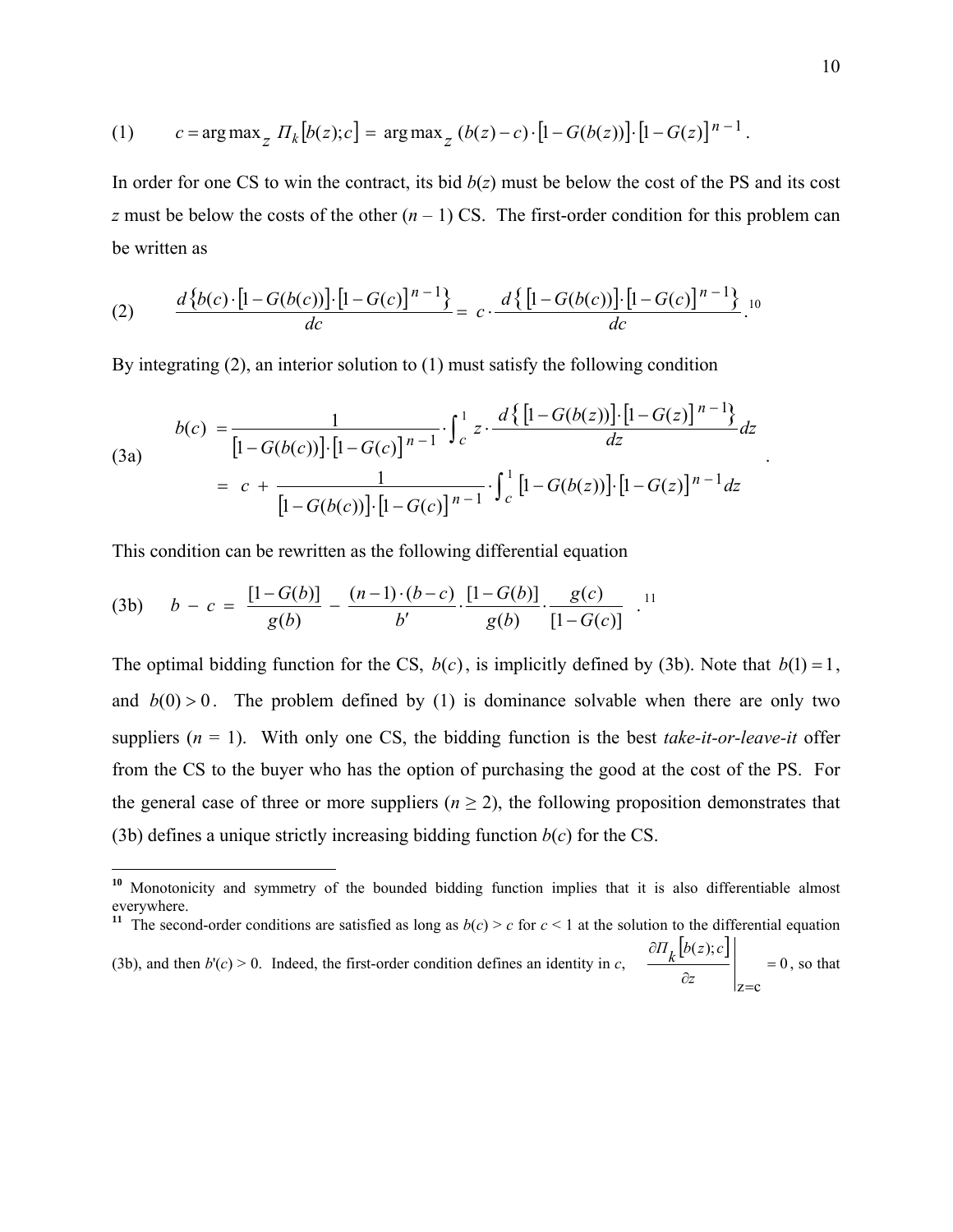$$\text{(1)} \qquad c = \arg\max_z \Pi_k\left[b(z);c\right] = \arg\max_z (b(z)-c)\cdot\left[1-G(b(z))\right]\cdot\left[1-G(z)\right]^{n-1}.$$

In order for one CS to win the contract, its bid $b(z)$ must be below the cost of the PS and its cost $z$ must be below the costs of the other $(n-1)$ CS. The first-order condition for this problem can be written as

$$\text{(2)} \qquad \frac{d\left\{b(c)\cdot\left[1-G(b(c))\right]\cdot\left[1-G(c)\right]^{n-1}\right\}}{dc} = c\cdot\frac{d\left\{\left[1-G(b(c))\right]\cdot\left[1-G(c)\right]^{n-1}\right\}}{dc}.$$ [10]

By integrating (2), an interior solution to (1) must satisfy the following condition

$$\text{(3a)} \qquad \begin{aligned} b(c) &= \frac{1}{\left[1-G(b(c))\right]\cdot\left[1-G(c)\right]^{n-1}}\cdot\int_c^1 z\cdot\frac{d\left\{\left[1-G(b(z))\right]\cdot\left[1-G(z)\right]^{n-1}\right\}}{dz}dz \\ &= c + \frac{1}{\left[1-G(b(c))\right]\cdot\left[1-G(c)\right]^{n-1}}\cdot\int_c^1\left[1-G(b(z))\right]\cdot\left[1-G(z)\right]^{n-1}dz \end{aligned}.$$

This condition can be rewritten as the following differential equation

$$\text{(3b)} \qquad b - c = \frac{[1-G(b)]}{g(b)} - \frac{(n-1)\cdot(b-c)}{b'}\cdot\frac{[1-G(b)]}{g(b)}\cdot\frac{g(c)}{[1-G(c)]}.$$ [11]

The optimal bidding function for the CS, $b(c)$, is implicitly defined by (3b). Note that $b(1) = 1$, and $b(0) > 0$. The problem defined by (1) is dominance solvable when there are only two suppliers ($n = 1$). With only one CS, the bidding function is the best *take-it-or-leave-it* offer from the CS to the buyer who has the option of purchasing the good at the cost of the PS. For the general case of three or more suppliers ($n \geq 2$), the following proposition demonstrates that (3b) defines a unique strictly increasing bidding function $b(c)$ for the CS.

---

[10] Monotonicity and symmetry of the bounded bidding function implies that it is also differentiable almost everywhere.

[11] The second-order conditions are satisfied as long as $b(c) > c$ for $c < 1$ at the solution to the differential equation (3b), and then $b'(c) > 0$. Indeed, the first-order condition defines an identity in $c$, $\left.\frac{\partial \Pi_k\left[b(z);c\right]}{\partial z}\right|_{z=c} = 0$, so that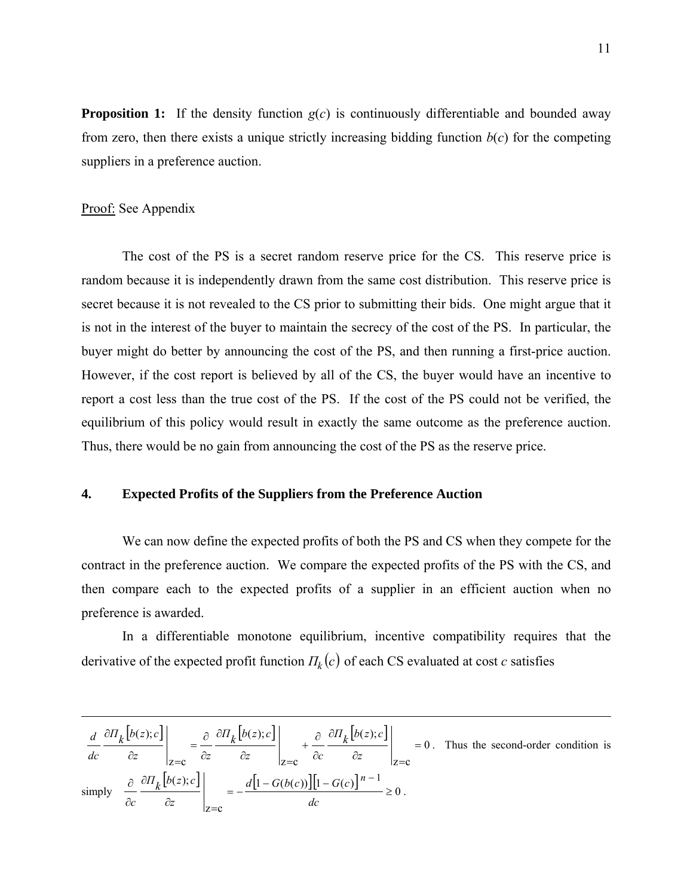**Proposition 1:** If the density function $g(c)$ is continuously differentiable and bounded away from zero, then there exists a unique strictly increasing bidding function $b(c)$ for the competing suppliers in a preference auction.

Proof: See Appendix

The cost of the PS is a secret random reserve price for the CS. This reserve price is random because it is independently drawn from the same cost distribution. This reserve price is secret because it is not revealed to the CS prior to submitting their bids. One might argue that it is not in the interest of the buyer to maintain the secrecy of the cost of the PS. In particular, the buyer might do better by announcing the cost of the PS, and then running a first-price auction. However, if the cost report is believed by all of the CS, the buyer would have an incentive to report a cost less than the true cost of the PS. If the cost of the PS could not be verified, the equilibrium of this policy would result in exactly the same outcome as the preference auction. Thus, there would be no gain from announcing the cost of the PS as the reserve price.

## 4. Expected Profits of the Suppliers from the Preference Auction

We can now define the expected profits of both the PS and CS when they compete for the contract in the preference auction. We compare the expected profits of the PS with the CS, and then compare each to the expected profits of a supplier in an efficient auction when no preference is awarded.

In a differentiable monotone equilibrium, incentive compatibility requires that the derivative of the expected profit function $\Pi_k(c)$ of each CS evaluated at cost $c$ satisfies

---

$\frac{d}{dc}\frac{\partial \Pi_k[b(z);c]}{\partial z}\Big|_{z=c} = \frac{\partial}{\partial z}\frac{\partial \Pi_k[b(z);c]}{\partial z}\Big|_{z=c} + \frac{\partial}{\partial c}\frac{\partial \Pi_k[b(z);c]}{\partial z}\Big|_{z=c} = 0$. Thus the second-order condition is simply $\frac{\partial}{\partial c}\frac{\partial \Pi_k[b(z);c]}{\partial z}\Big|_{z=c} = -\frac{d[1-G(b(c))][1-G(c)]^{n-1}}{dc} \geq 0$.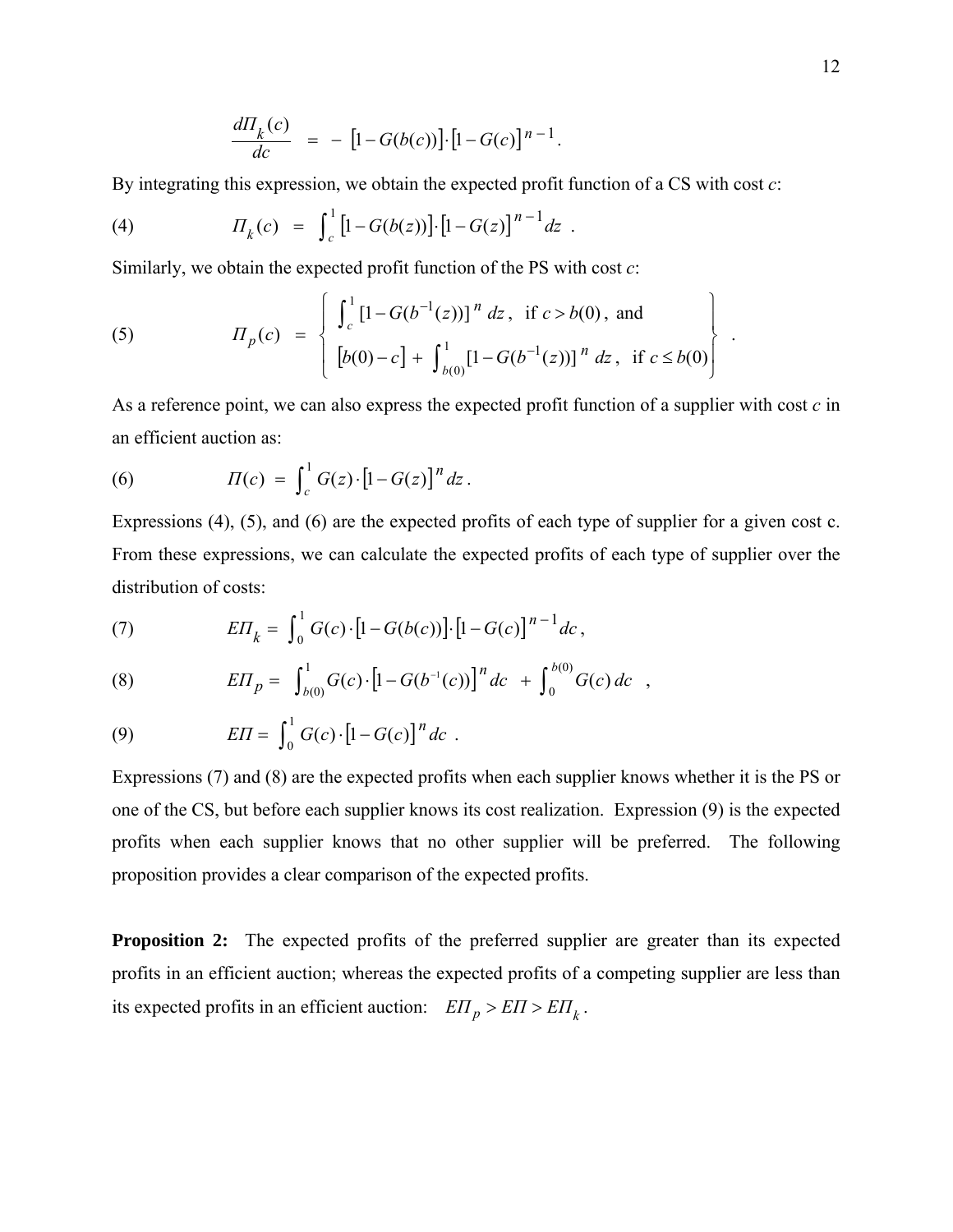$$\frac{d\Pi_k(c)}{dc} \;=\; -\,\left[1 - G(b(c))\right] \cdot \left[1 - G(c)\right]^{n-1} .$$

By integrating this expression, we obtain the expected profit function of a CS with cost *c*:

$$\text{(4)} \qquad \Pi_k(c) \;=\; \int_c^1 \left[1 - G(b(z))\right] \cdot \left[1 - G(z)\right]^{n-1} dz \;.$$

Similarly, we obtain the expected profit function of the PS with cost *c*:

$$\text{(5)} \qquad \Pi_p(c) \;=\; \left\{ \begin{array}{l} \int_c^1 [1 - G(b^{-1}(z))]^n \, dz \,, \;\; \text{if } c > b(0) \,, \text{ and} \\ \left[b(0) - c\right] + \int_{b(0)}^1 [1 - G(b^{-1}(z))]^n \, dz \,, \;\; \text{if } c \le b(0) \end{array} \right\} \;.$$

As a reference point, we can also express the expected profit function of a supplier with cost *c* in an efficient auction as:

$$\text{(6)} \qquad \Pi(c) \;=\; \int_c^1 G(z) \cdot \left[1 - G(z)\right]^n dz \,.$$

Expressions (4), (5), and (6) are the expected profits of each type of supplier for a given cost c. From these expressions, we can calculate the expected profits of each type of supplier over the distribution of costs:

$$\text{(7)} \qquad E\Pi_k = \int_0^1 G(c) \cdot \left[1 - G(b(c))\right] \cdot \left[1 - G(c)\right]^{n-1} dc \,,$$

$$\text{(8)} \qquad E\Pi_p = \int_{b(0)}^1 G(c) \cdot \left[1 - G(b^{-1}(c))\right]^n dc \;+\; \int_0^{b(0)} G(c) \, dc \quad ,$$

$$\text{(9)} \qquad E\Pi = \int_0^1 G(c) \cdot \left[1 - G(c)\right]^n dc \;.$$

Expressions (7) and (8) are the expected profits when each supplier knows whether it is the PS or one of the CS, but before each supplier knows its cost realization. Expression (9) is the expected profits when each supplier knows that no other supplier will be preferred. The following proposition provides a clear comparison of the expected profits.

**Proposition 2:** The expected profits of the preferred supplier are greater than its expected profits in an efficient auction; whereas the expected profits of a competing supplier are less than its expected profits in an efficient auction: $E\Pi_p > E\Pi > E\Pi_k$ .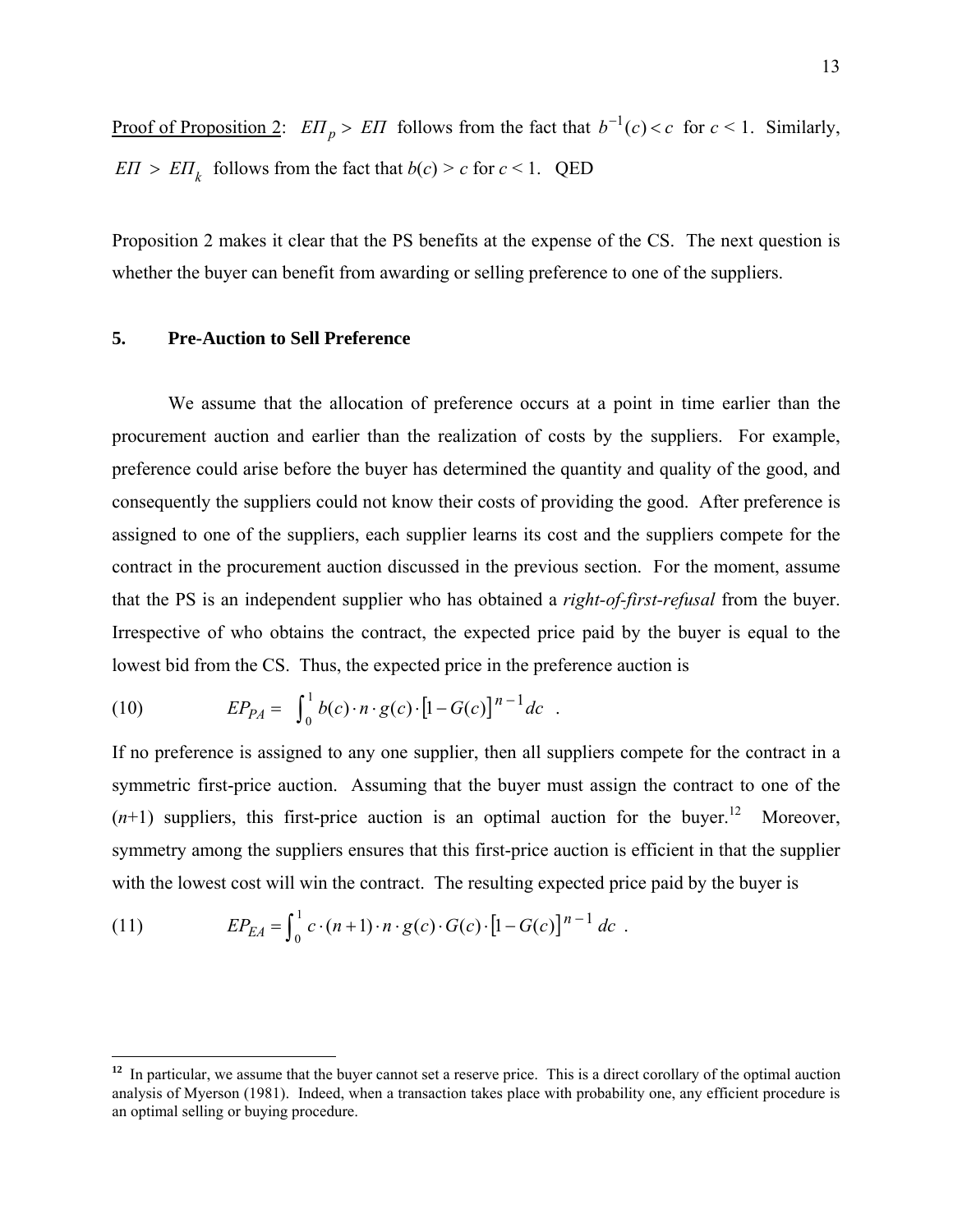<u>Proof of Proposition 2</u>: $E\Pi_p > E\Pi$ follows from the fact that $b^{-1}(c) < c$ for $c < 1$. Similarly, $E\Pi > E\Pi_k$ follows from the fact that $b(c) > c$ for $c < 1$. QED

Proposition 2 makes it clear that the PS benefits at the expense of the CS. The next question is whether the buyer can benefit from awarding or selling preference to one of the suppliers.

## 5. Pre-Auction to Sell Preference

We assume that the allocation of preference occurs at a point in time earlier than the procurement auction and earlier than the realization of costs by the suppliers. For example, preference could arise before the buyer has determined the quantity and quality of the good, and consequently the suppliers could not know their costs of providing the good. After preference is assigned to one of the suppliers, each supplier learns its cost and the suppliers compete for the contract in the procurement auction discussed in the previous section. For the moment, assume that the PS is an independent supplier who has obtained a *right-of-first-refusal* from the buyer. Irrespective of who obtains the contract, the expected price paid by the buyer is equal to the lowest bid from the CS. Thus, the expected price in the preference auction is

$$EP_{PA} = \int_0^1 b(c) \cdot n \cdot g(c) \cdot \left[1 - G(c)\right]^{n-1} dc \quad . \tag{10}$$

If no preference is assigned to any one supplier, then all suppliers compete for the contract in a symmetric first-price auction. Assuming that the buyer must assign the contract to one of the ($n$+1) suppliers, this first-price auction is an optimal auction for the buyer.[12] Moreover, symmetry among the suppliers ensures that this first-price auction is efficient in that the supplier with the lowest cost will win the contract. The resulting expected price paid by the buyer is

$$EP_{EA} = \int_0^1 c \cdot (n+1) \cdot n \cdot g(c) \cdot G(c) \cdot \left[1 - G(c)\right]^{n-1} dc \quad . \tag{11}$$

---

[12] In particular, we assume that the buyer cannot set a reserve price. This is a direct corollary of the optimal auction analysis of Myerson (1981). Indeed, when a transaction takes place with probability one, any efficient procedure is an optimal selling or buying procedure.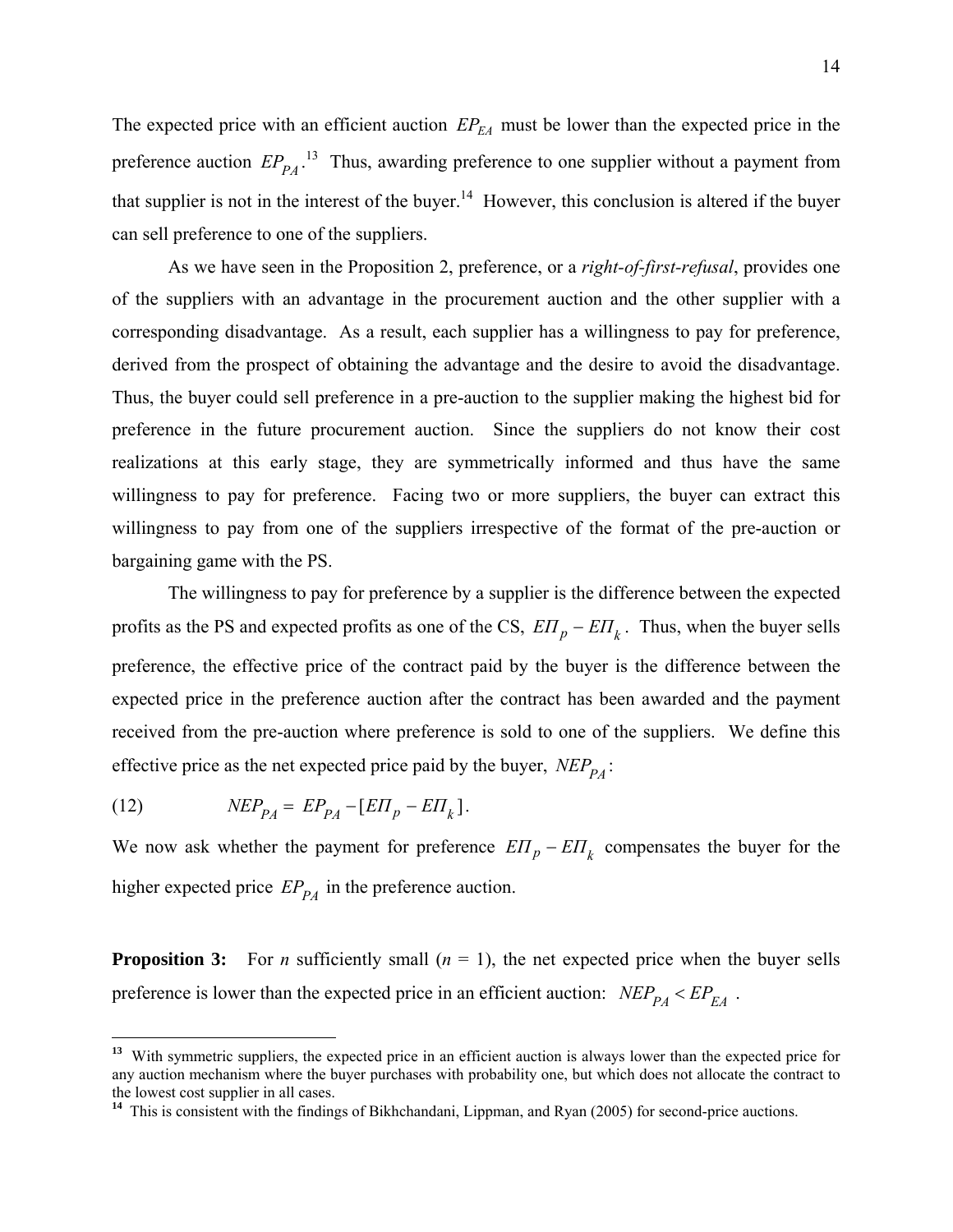The expected price with an efficient auction $EP_{EA}$ must be lower than the expected price in the preference auction $EP_{PA}$.[13] Thus, awarding preference to one supplier without a payment from that supplier is not in the interest of the buyer.[14] However, this conclusion is altered if the buyer can sell preference to one of the suppliers.

As we have seen in the Proposition 2, preference, or a *right-of-first-refusal*, provides one of the suppliers with an advantage in the procurement auction and the other supplier with a corresponding disadvantage. As a result, each supplier has a willingness to pay for preference, derived from the prospect of obtaining the advantage and the desire to avoid the disadvantage. Thus, the buyer could sell preference in a pre-auction to the supplier making the highest bid for preference in the future procurement auction. Since the suppliers do not know their cost realizations at this early stage, they are symmetrically informed and thus have the same willingness to pay for preference. Facing two or more suppliers, the buyer can extract this willingness to pay from one of the suppliers irrespective of the format of the pre-auction or bargaining game with the PS.

The willingness to pay for preference by a supplier is the difference between the expected profits as the PS and expected profits as one of the CS, $E\Pi_p - E\Pi_k$. Thus, when the buyer sells preference, the effective price of the contract paid by the buyer is the difference between the expected price in the preference auction after the contract has been awarded and the payment received from the pre-auction where preference is sold to one of the suppliers. We define this effective price as the net expected price paid by the buyer, $NEP_{PA}$:

$$NEP_{PA} = EP_{PA} - [E\Pi_p - E\Pi_k]. \tag{12}$$

We now ask whether the payment for preference $E\Pi_p - E\Pi_k$ compensates the buyer for the higher expected price $EP_{PA}$ in the preference auction.

**Proposition 3:** For $n$ sufficiently small ($n = 1$), the net expected price when the buyer sells preference is lower than the expected price in an efficient auction: $NEP_{PA} < EP_{EA}$.

---

[13] With symmetric suppliers, the expected price in an efficient auction is always lower than the expected price for any auction mechanism where the buyer purchases with probability one, but which does not allocate the contract to the lowest cost supplier in all cases.

[14] This is consistent with the findings of Bikhchandani, Lippman, and Ryan (2005) for second-price auctions.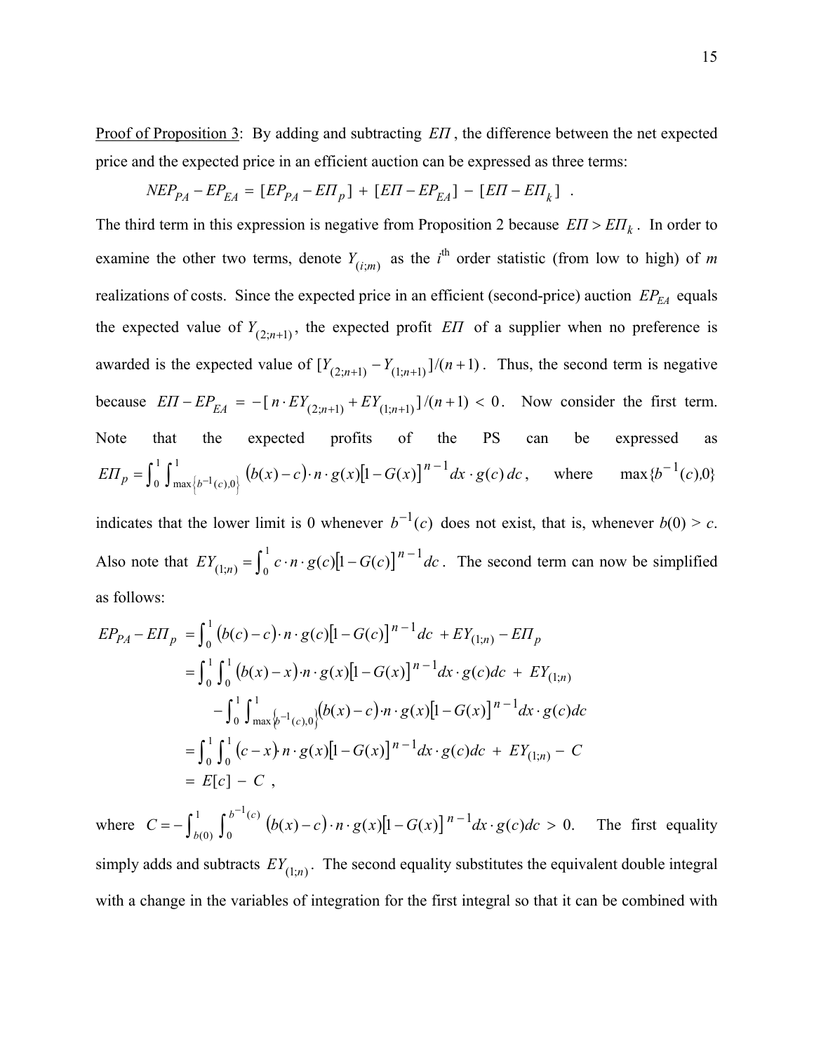Proof of Proposition 3: By adding and subtracting $E\Pi$, the difference between the net expected price and the expected price in an efficient auction can be expressed as three terms:

$$NEP_{PA} - EP_{EA} = [EP_{PA} - E\Pi_p] + [E\Pi - EP_{EA}] - [E\Pi - E\Pi_k] \ .$$

The third term in this expression is negative from Proposition 2 because $E\Pi > E\Pi_k$. In order to examine the other two terms, denote $Y_{(i;m)}$ as the $i^{\text{th}}$ order statistic (from low to high) of $m$ realizations of costs. Since the expected price in an efficient (second-price) auction $EP_{EA}$ equals the expected value of $Y_{(2;n+1)}$, the expected profit $E\Pi$ of a supplier when no preference is awarded is the expected value of $[Y_{(2;n+1)} - Y_{(1;n+1)}]/(n+1)$. Thus, the second term is negative because $E\Pi - EP_{EA} = -[\, n \cdot EY_{(2;n+1)} + EY_{(1;n+1)}\,]/(n+1) < 0$. Now consider the first term. Note that the expected profits of the PS can be expressed as $E\Pi_p = \int_0^1 \int_{\max\{b^{-1}(c),0\}}^1 \left(b(x) - c\right) \cdot n \cdot g(x)\left[1 - G(x)\right]^{n-1} dx \cdot g(c)\, dc$, where $\max\{b^{-1}(c),0\}$ indicates that the lower limit is 0 whenever $b^{-1}(c)$ does not exist, that is, whenever $b(0) > c$. Also note that $EY_{(1;n)} = \int_0^1 c \cdot n \cdot g(c)\left[1 - G(c)\right]^{n-1} dc$. The second term can now be simplified as follows:

$$\begin{aligned}
EP_{PA} - E\Pi_p &= \int_0^1 \left(b(c) - c\right) \cdot n \cdot g(c)\left[1 - G(c)\right]^{n-1} dc \ + EY_{(1;n)} - E\Pi_p \\
&= \int_0^1 \int_0^1 \left(b(x) - x\right) \cdot n \cdot g(x)\left[1 - G(x)\right]^{n-1} dx \cdot g(c) dc \ + \ EY_{(1;n)} \\
&\quad - \int_0^1 \int_{\max\{b^{-1}(c),0\}}^1 \left(b(x) - c\right) \cdot n \cdot g(x)\left[1 - G(x)\right]^{n-1} dx \cdot g(c) dc \\
&= \int_0^1 \int_0^1 \left(c - x\right) \cdot n \cdot g(x)\left[1 - G(x)\right]^{n-1} dx \cdot g(c) dc \ + \ EY_{(1;n)} \ - \ C \\
&= E[c] \ - \ C \ ,
\end{aligned}$$

where $C = -\int_{b(0)}^1 \int_0^{b^{-1}(c)} \left(b(x) - c\right) \cdot n \cdot g(x)\left[1 - G(x)\right]^{n-1} dx \cdot g(c) dc \ > \ 0.$ The first equality simply adds and subtracts $EY_{(1;n)}$. The second equality substitutes the equivalent double integral with a change in the variables of integration for the first integral so that it can be combined with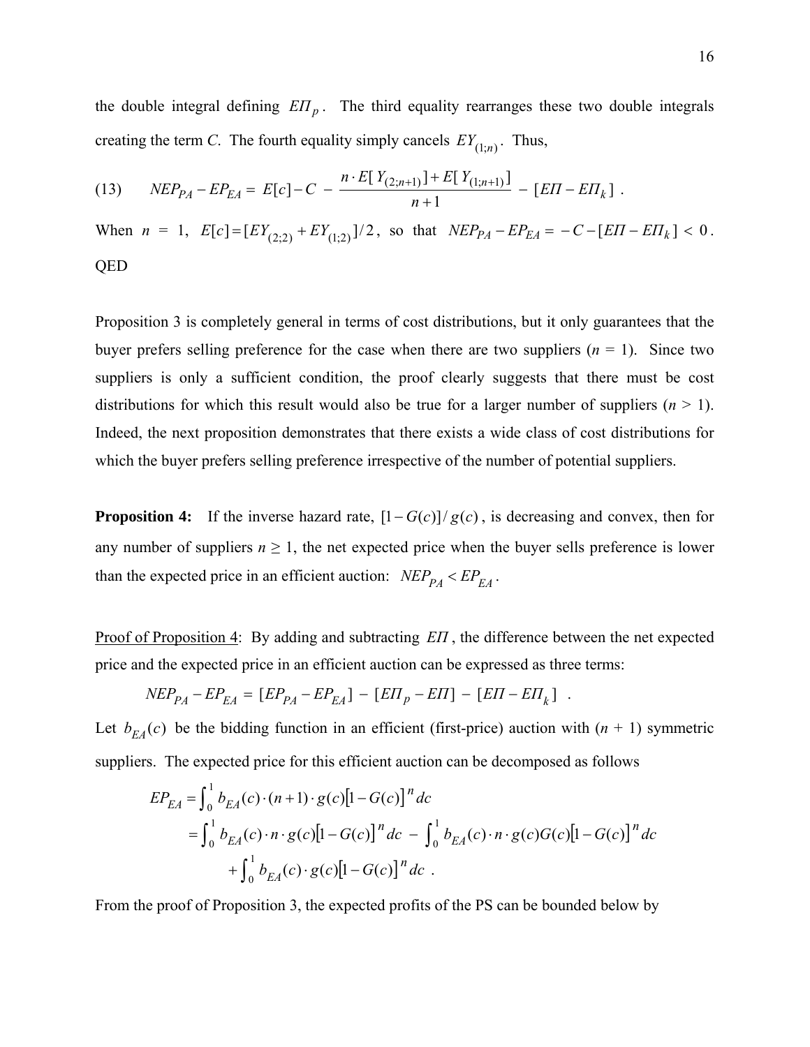the double integral defining $E\Pi_p$. The third equality rearranges these two double integrals creating the term *C*. The fourth equality simply cancels $EY_{(1;n)}$. Thus,

$$(13) \qquad NEP_{PA} - EP_{EA} = E[c] - C - \frac{n \cdot E[Y_{(2;n+1)}] + E[Y_{(1;n+1)}]}{n+1} - [E\Pi - E\Pi_k] \ .$$

When $n = 1$, $E[c] = [EY_{(2;2)} + EY_{(1;2)}]/2$, so that $NEP_{PA} - EP_{EA} = -C - [E\Pi - E\Pi_k] < 0$. QED

Proposition 3 is completely general in terms of cost distributions, but it only guarantees that the buyer prefers selling preference for the case when there are two suppliers ($n = 1$). Since two suppliers is only a sufficient condition, the proof clearly suggests that there must be cost distributions for which this result would also be true for a larger number of suppliers ($n > 1$). Indeed, the next proposition demonstrates that there exists a wide class of cost distributions for which the buyer prefers selling preference irrespective of the number of potential suppliers.

**Proposition 4:** If the inverse hazard rate, $[1 - G(c)]/g(c)$, is decreasing and convex, then for any number of suppliers $n \geq 1$, the net expected price when the buyer sells preference is lower than the expected price in an efficient auction: $NEP_{PA} < EP_{EA}$.

Proof of Proposition 4: By adding and subtracting $E\Pi$, the difference between the net expected price and the expected price in an efficient auction can be expressed as three terms:

$$NEP_{PA} - EP_{EA} = [EP_{PA} - EP_{EA}] - [E\Pi_p - E\Pi] - [E\Pi - E\Pi_k] \ .$$

Let $b_{EA}(c)$ be the bidding function in an efficient (first-price) auction with ($n + 1$) symmetric suppliers. The expected price for this efficient auction can be decomposed as follows

$$\begin{aligned} EP_{EA} &= \int_0^1 b_{EA}(c) \cdot (n+1) \cdot g(c)[1 - G(c)]^n \, dc \\ &= \int_0^1 b_{EA}(c) \cdot n \cdot g(c)[1 - G(c)]^n \, dc - \int_0^1 b_{EA}(c) \cdot n \cdot g(c) G(c)[1 - G(c)]^n \, dc \\ &\quad + \int_0^1 b_{EA}(c) \cdot g(c)[1 - G(c)]^n \, dc \ . \end{aligned}$$

From the proof of Proposition 3, the expected profits of the PS can be bounded below by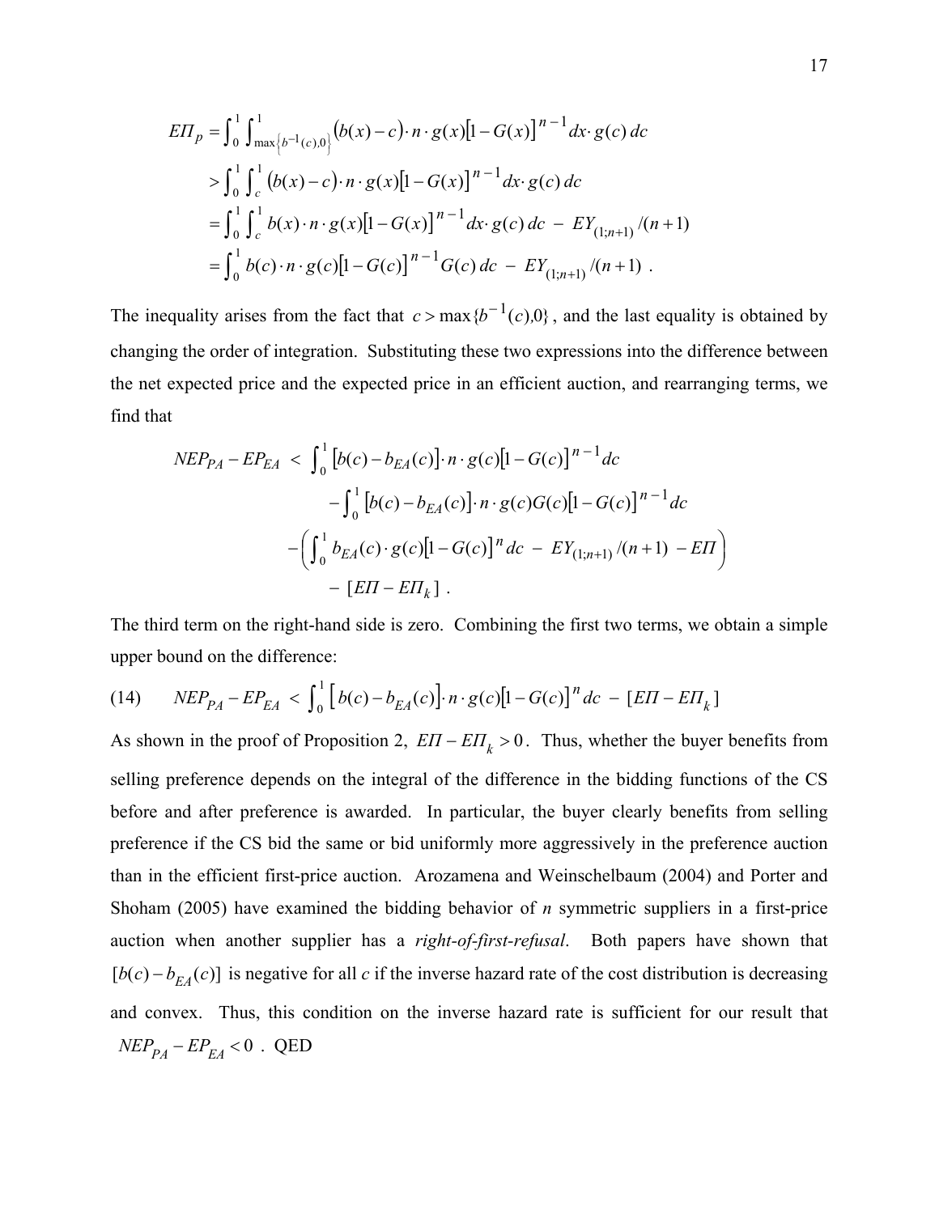$$
\begin{aligned}
E\Pi_p &= \int_0^1 \int_{\max\left\{b^{-1}(c),0\right\}}^1 \big(b(x)-c\big)\cdot n\cdot g(x)\big[1-G(x)\big]^{n-1} dx\cdot g(c)\,dc \\
&> \int_0^1 \int_c^1 \big(b(x)-c\big)\cdot n\cdot g(x)\big[1-G(x)\big]^{n-1} dx\cdot g(c)\,dc \\
&= \int_0^1 \int_c^1 b(x)\cdot n\cdot g(x)\big[1-G(x)\big]^{n-1} dx\cdot g(c)\,dc \;-\; EY_{(1;n+1)}/(n+1) \\
&= \int_0^1 b(c)\cdot n\cdot g(c)\big[1-G(c)\big]^{n-1} G(c)\,dc \;-\; EY_{(1;n+1)}/(n+1)\ .
\end{aligned}
$$

The inequality arises from the fact that $c > \max\{b^{-1}(c),0\}$, and the last equality is obtained by changing the order of integration. Substituting these two expressions into the difference between the net expected price and the expected price in an efficient auction, and rearranging terms, we find that

$$
\begin{aligned}
NEP_{PA} - EP_{EA} \;<\; & \int_0^1 \big[b(c)-b_{EA}(c)\big]\cdot n\cdot g(c)\big[1-G(c)\big]^{n-1} dc \\
& - \int_0^1 \big[b(c)-b_{EA}(c)\big]\cdot n\cdot g(c)G(c)\big[1-G(c)\big]^{n-1} dc \\
& - \left( \int_0^1 b_{EA}(c)\cdot g(c)\big[1-G(c)\big]^{n} dc \;-\; EY_{(1;n+1)}/(n+1) \;-\; E\Pi \right) \\
& - \big[E\Pi - E\Pi_k\big]\ .
\end{aligned}
$$

The third term on the right-hand side is zero. Combining the first two terms, we obtain a simple upper bound on the difference:

$$
(14) \qquad NEP_{PA} - EP_{EA} \;<\; \int_0^1 \big[\,b(c)-b_{EA}(c)\big]\cdot n\cdot g(c)\big[1-G(c)\big]^{n} dc \;-\; \big[E\Pi - E\Pi_k\big]
$$

As shown in the proof of Proposition 2, $E\Pi - E\Pi_k > 0$. Thus, whether the buyer benefits from selling preference depends on the integral of the difference in the bidding functions of the CS before and after preference is awarded. In particular, the buyer clearly benefits from selling preference if the CS bid the same or bid uniformly more aggressively in the preference auction than in the efficient first-price auction. Arozamena and Weinschelbaum (2004) and Porter and Shoham (2005) have examined the bidding behavior of *n* symmetric suppliers in a first-price auction when another supplier has a *right-of-first-refusal*. Both papers have shown that $[b(c) - b_{EA}(c)]$ is negative for all *c* if the inverse hazard rate of the cost distribution is decreasing and convex. Thus, this condition on the inverse hazard rate is sufficient for our result that $NEP_{PA} - EP_{EA} < 0$. QED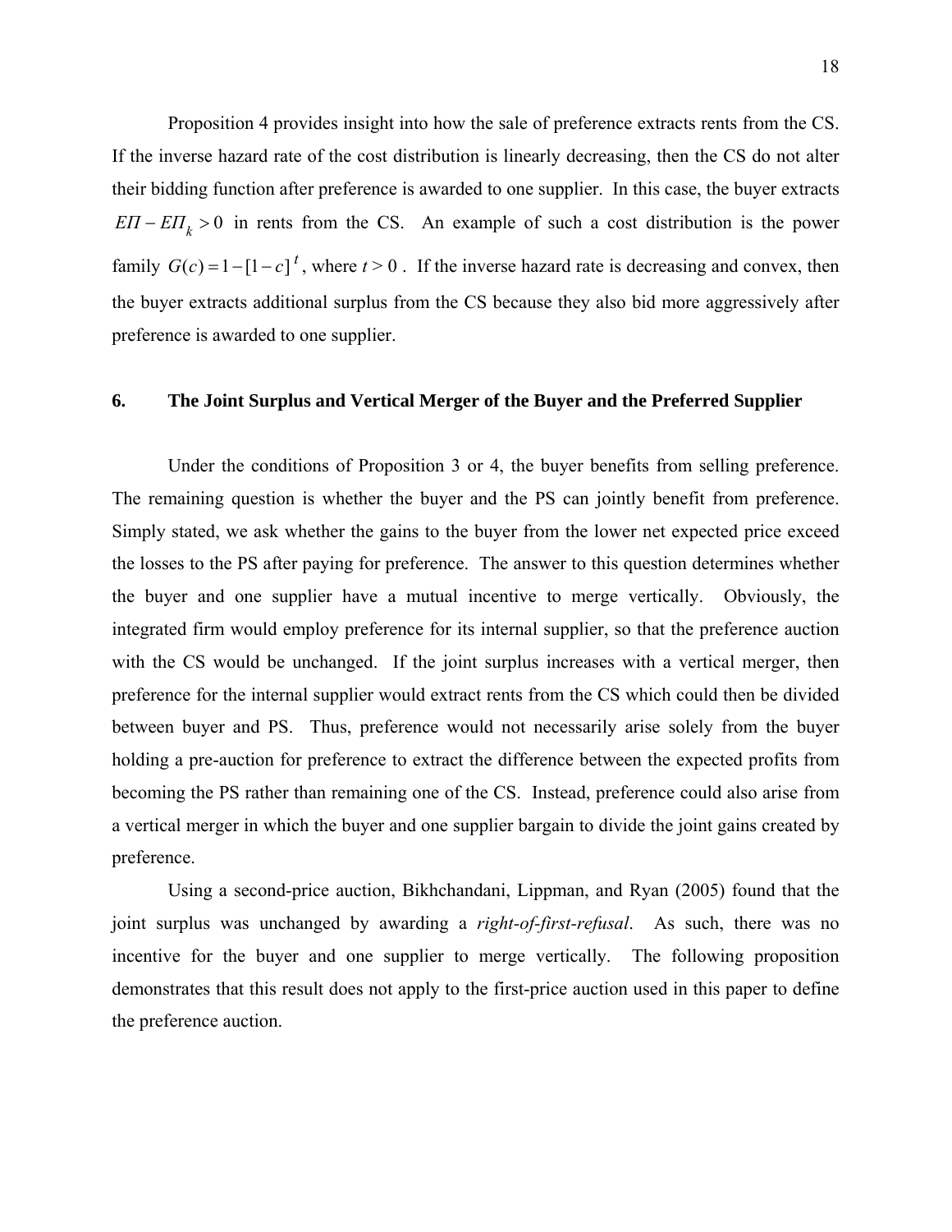Proposition 4 provides insight into how the sale of preference extracts rents from the CS. If the inverse hazard rate of the cost distribution is linearly decreasing, then the CS do not alter their bidding function after preference is awarded to one supplier. In this case, the buyer extracts $E\Pi - E\Pi_k > 0$ in rents from the CS. An example of such a cost distribution is the power family $G(c) = 1 - [1 - c]^t$, where $t > 0$. If the inverse hazard rate is decreasing and convex, then the buyer extracts additional surplus from the CS because they also bid more aggressively after preference is awarded to one supplier.

## 6. The Joint Surplus and Vertical Merger of the Buyer and the Preferred Supplier

Under the conditions of Proposition 3 or 4, the buyer benefits from selling preference. The remaining question is whether the buyer and the PS can jointly benefit from preference. Simply stated, we ask whether the gains to the buyer from the lower net expected price exceed the losses to the PS after paying for preference. The answer to this question determines whether the buyer and one supplier have a mutual incentive to merge vertically. Obviously, the integrated firm would employ preference for its internal supplier, so that the preference auction with the CS would be unchanged. If the joint surplus increases with a vertical merger, then preference for the internal supplier would extract rents from the CS which could then be divided between buyer and PS. Thus, preference would not necessarily arise solely from the buyer holding a pre-auction for preference to extract the difference between the expected profits from becoming the PS rather than remaining one of the CS. Instead, preference could also arise from a vertical merger in which the buyer and one supplier bargain to divide the joint gains created by preference.

Using a second-price auction, Bikhchandani, Lippman, and Ryan (2005) found that the joint surplus was unchanged by awarding a *right-of-first-refusal*. As such, there was no incentive for the buyer and one supplier to merge vertically. The following proposition demonstrates that this result does not apply to the first-price auction used in this paper to define the preference auction.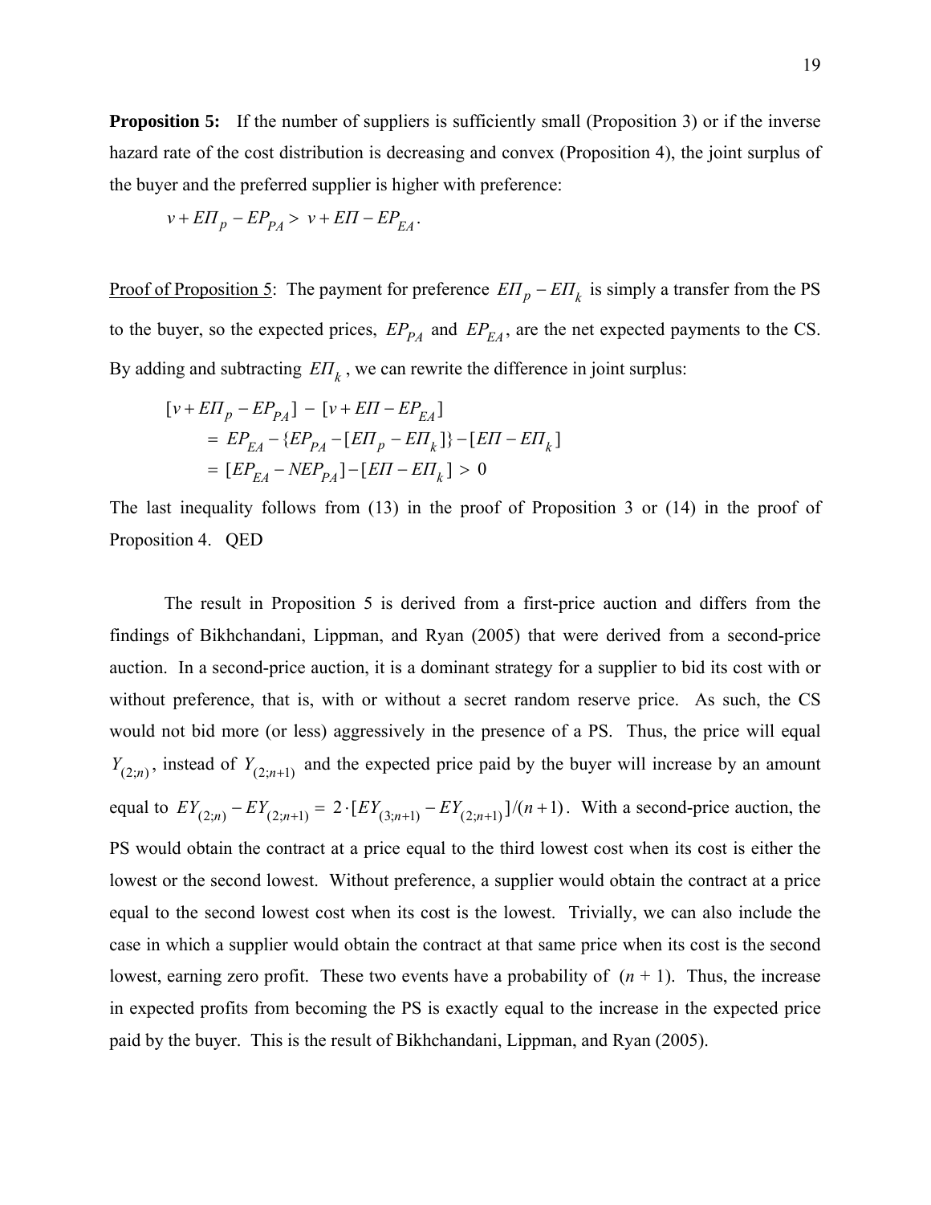**Proposition 5:** If the number of suppliers is sufficiently small (Proposition 3) or if the inverse hazard rate of the cost distribution is decreasing and convex (Proposition 4), the joint surplus of the buyer and the preferred supplier is higher with preference:

$$v + E\Pi_p - EP_{PA} > v + E\Pi - EP_{EA}.$$

Proof of Proposition 5: The payment for preference $E\Pi_p - E\Pi_k$ is simply a transfer from the PS to the buyer, so the expected prices, $EP_{PA}$ and $EP_{EA}$, are the net expected payments to the CS. By adding and subtracting $E\Pi_k$, we can rewrite the difference in joint surplus:

$$\begin{aligned}
&[v + E\Pi_p - EP_{PA}] - [v + E\Pi - EP_{EA}] \\
&\quad = EP_{EA} - \{EP_{PA} - [E\Pi_p - E\Pi_k]\} - [E\Pi - E\Pi_k] \\
&\quad = [EP_{EA} - NEP_{PA}] - [E\Pi - E\Pi_k] > 0
\end{aligned}$$

The last inequality follows from (13) in the proof of Proposition 3 or (14) in the proof of Proposition 4. QED

The result in Proposition 5 is derived from a first-price auction and differs from the findings of Bikhchandani, Lippman, and Ryan (2005) that were derived from a second-price auction. In a second-price auction, it is a dominant strategy for a supplier to bid its cost with or without preference, that is, with or without a secret random reserve price. As such, the CS would not bid more (or less) aggressively in the presence of a PS. Thus, the price will equal $Y_{(2;n)}$, instead of $Y_{(2;n+1)}$ and the expected price paid by the buyer will increase by an amount equal to $EY_{(2;n)} - EY_{(2;n+1)} = 2 \cdot [EY_{(3;n+1)} - EY_{(2;n+1)}]/(n+1)$. With a second-price auction, the PS would obtain the contract at a price equal to the third lowest cost when its cost is either the lowest or the second lowest. Without preference, a supplier would obtain the contract at a price equal to the second lowest cost when its cost is the lowest. Trivially, we can also include the case in which a supplier would obtain the contract at that same price when its cost is the second lowest, earning zero profit. These two events have a probability of $(n + 1)$. Thus, the increase in expected profits from becoming the PS is exactly equal to the increase in the expected price paid by the buyer. This is the result of Bikhchandani, Lippman, and Ryan (2005).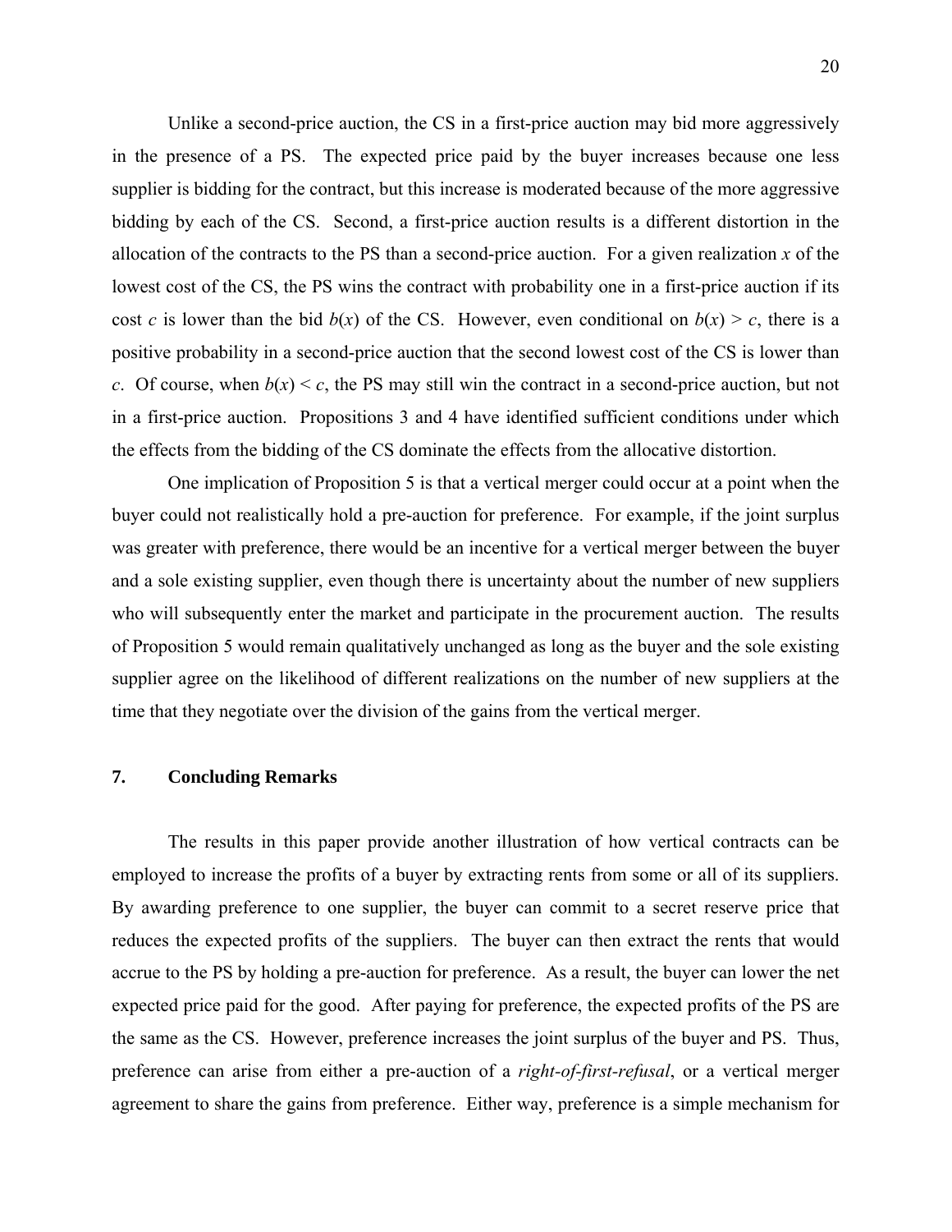Unlike a second-price auction, the CS in a first-price auction may bid more aggressively in the presence of a PS. The expected price paid by the buyer increases because one less supplier is bidding for the contract, but this increase is moderated because of the more aggressive bidding by each of the CS. Second, a first-price auction results is a different distortion in the allocation of the contracts to the PS than a second-price auction. For a given realization $x$ of the lowest cost of the CS, the PS wins the contract with probability one in a first-price auction if its cost $c$ is lower than the bid $b(x)$ of the CS. However, even conditional on $b(x) > c$, there is a positive probability in a second-price auction that the second lowest cost of the CS is lower than $c$. Of course, when $b(x) < c$, the PS may still win the contract in a second-price auction, but not in a first-price auction. Propositions 3 and 4 have identified sufficient conditions under which the effects from the bidding of the CS dominate the effects from the allocative distortion.

One implication of Proposition 5 is that a vertical merger could occur at a point when the buyer could not realistically hold a pre-auction for preference. For example, if the joint surplus was greater with preference, there would be an incentive for a vertical merger between the buyer and a sole existing supplier, even though there is uncertainty about the number of new suppliers who will subsequently enter the market and participate in the procurement auction. The results of Proposition 5 would remain qualitatively unchanged as long as the buyer and the sole existing supplier agree on the likelihood of different realizations on the number of new suppliers at the time that they negotiate over the division of the gains from the vertical merger.

## 7. Concluding Remarks

The results in this paper provide another illustration of how vertical contracts can be employed to increase the profits of a buyer by extracting rents from some or all of its suppliers. By awarding preference to one supplier, the buyer can commit to a secret reserve price that reduces the expected profits of the suppliers. The buyer can then extract the rents that would accrue to the PS by holding a pre-auction for preference. As a result, the buyer can lower the net expected price paid for the good. After paying for preference, the expected profits of the PS are the same as the CS. However, preference increases the joint surplus of the buyer and PS. Thus, preference can arise from either a pre-auction of a *right-of-first-refusal*, or a vertical merger agreement to share the gains from preference. Either way, preference is a simple mechanism for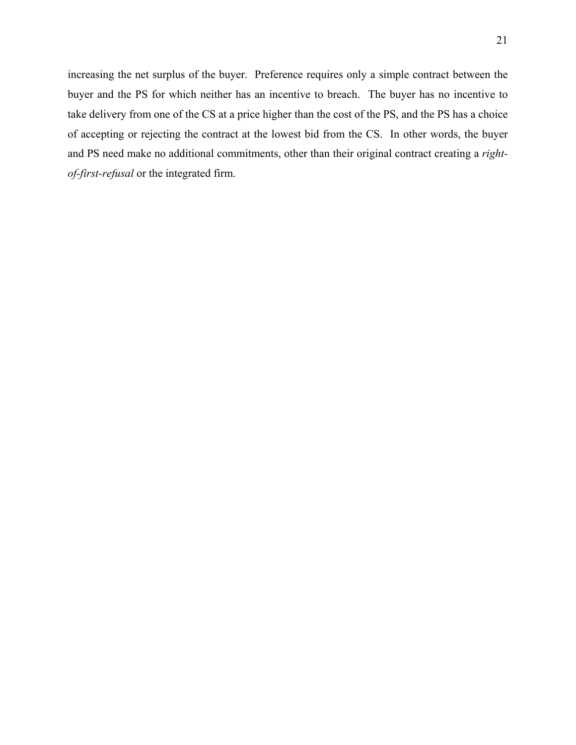increasing the net surplus of the buyer. Preference requires only a simple contract between the buyer and the PS for which neither has an incentive to breach. The buyer has no incentive to take delivery from one of the CS at a price higher than the cost of the PS, and the PS has a choice of accepting or rejecting the contract at the lowest bid from the CS. In other words, the buyer and PS need make no additional commitments, other than their original contract creating a *right-of-first-refusal* or the integrated firm.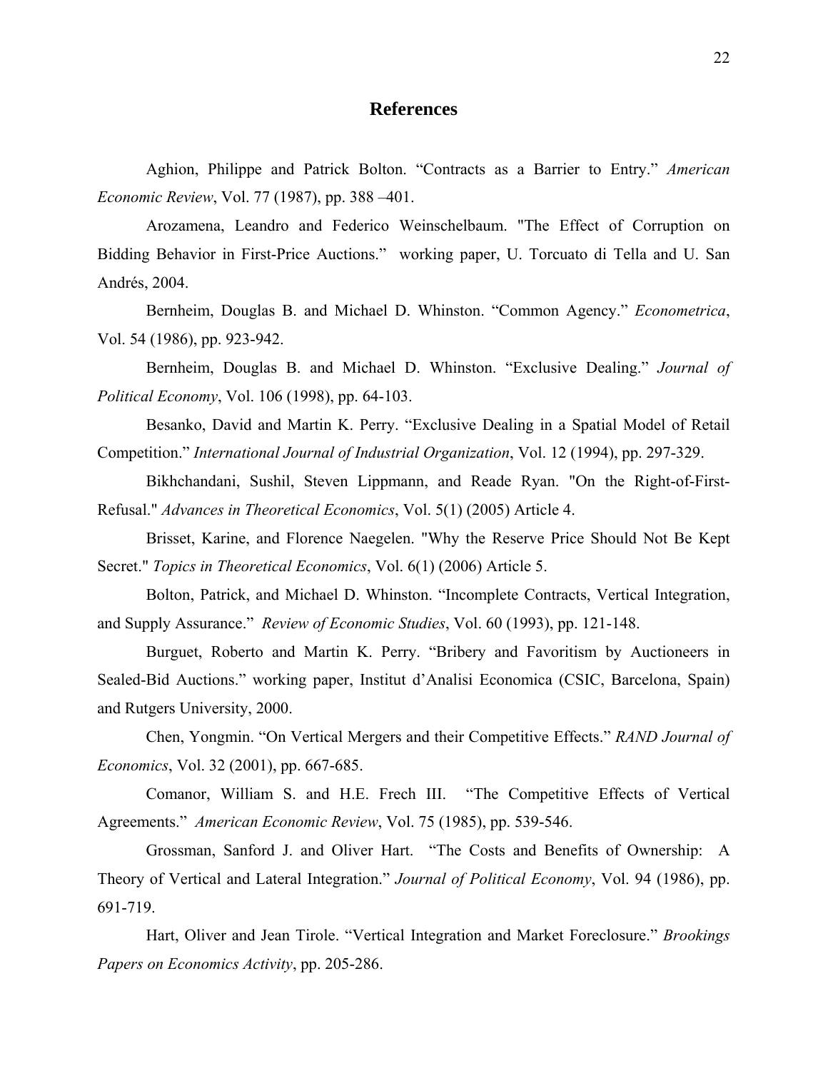# References

Aghion, Philippe and Patrick Bolton. "Contracts as a Barrier to Entry." *American Economic Review*, Vol. 77 (1987), pp. 388 –401.

Arozamena, Leandro and Federico Weinschelbaum. "The Effect of Corruption on Bidding Behavior in First-Price Auctions." working paper, U. Torcuato di Tella and U. San Andrés, 2004.

Bernheim, Douglas B. and Michael D. Whinston. "Common Agency." *Econometrica*, Vol. 54 (1986), pp. 923-942.

Bernheim, Douglas B. and Michael D. Whinston. "Exclusive Dealing." *Journal of Political Economy*, Vol. 106 (1998), pp. 64-103.

Besanko, David and Martin K. Perry. "Exclusive Dealing in a Spatial Model of Retail Competition." *International Journal of Industrial Organization*, Vol. 12 (1994), pp. 297-329.

Bikhchandani, Sushil, Steven Lippmann, and Reade Ryan. "On the Right-of-First-Refusal." *Advances in Theoretical Economics*, Vol. 5(1) (2005) Article 4.

Brisset, Karine, and Florence Naegelen. "Why the Reserve Price Should Not Be Kept Secret." *Topics in Theoretical Economics*, Vol. 6(1) (2006) Article 5.

Bolton, Patrick, and Michael D. Whinston. "Incomplete Contracts, Vertical Integration, and Supply Assurance." *Review of Economic Studies*, Vol. 60 (1993), pp. 121-148.

Burguet, Roberto and Martin K. Perry. "Bribery and Favoritism by Auctioneers in Sealed-Bid Auctions." working paper, Institut d'Analisi Economica (CSIC, Barcelona, Spain) and Rutgers University, 2000.

Chen, Yongmin. "On Vertical Mergers and their Competitive Effects." *RAND Journal of Economics*, Vol. 32 (2001), pp. 667-685.

Comanor, William S. and H.E. Frech III. "The Competitive Effects of Vertical Agreements." *American Economic Review*, Vol. 75 (1985), pp. 539-546.

Grossman, Sanford J. and Oliver Hart. "The Costs and Benefits of Ownership: A Theory of Vertical and Lateral Integration." *Journal of Political Economy*, Vol. 94 (1986), pp. 691-719.

Hart, Oliver and Jean Tirole. "Vertical Integration and Market Foreclosure." *Brookings Papers on Economics Activity*, pp. 205-286.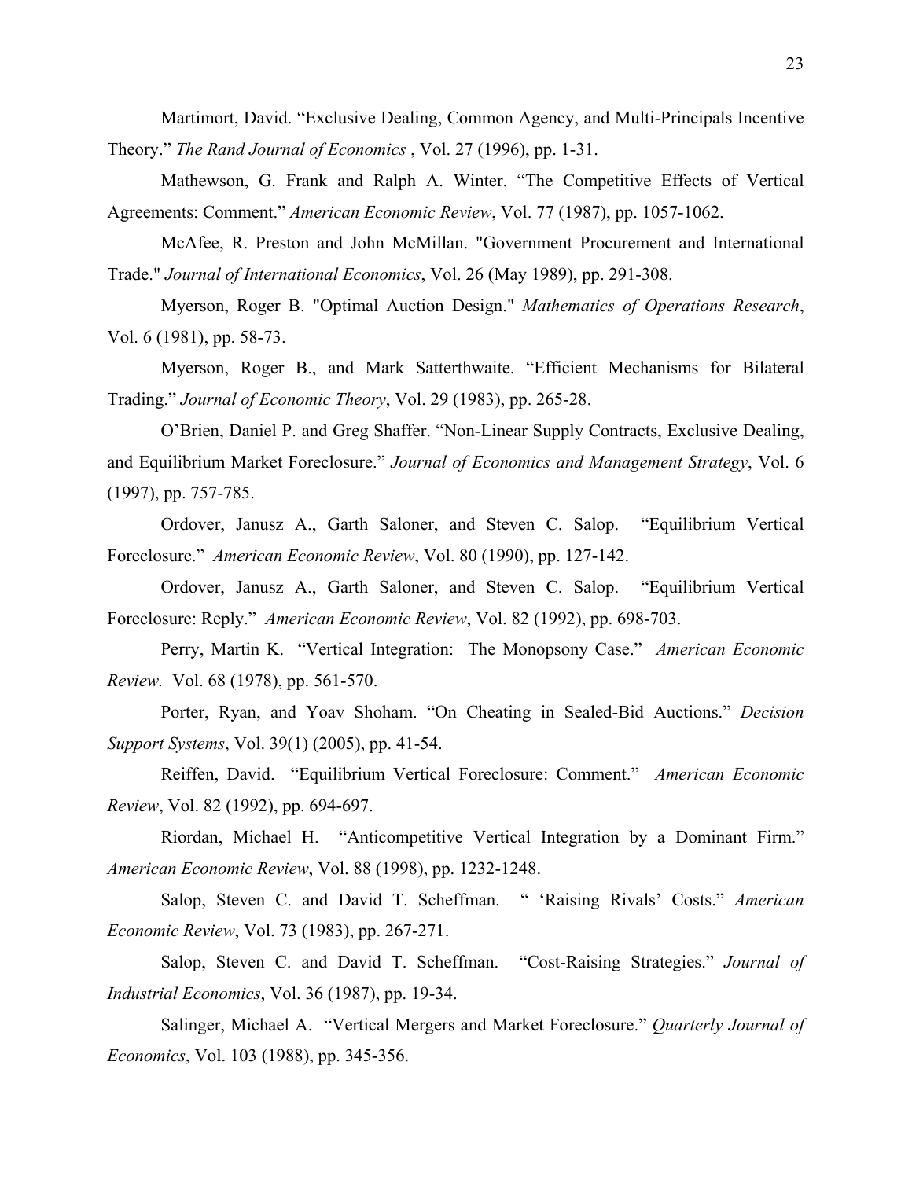Martimort, David. “Exclusive Dealing, Common Agency, and Multi-Principals Incentive Theory.” *The Rand Journal of Economics* , Vol. 27 (1996), pp. 1-31.

Mathewson, G. Frank and Ralph A. Winter. “The Competitive Effects of Vertical Agreements: Comment.” *American Economic Review*, Vol. 77 (1987), pp. 1057-1062.

McAfee, R. Preston and John McMillan. "Government Procurement and International Trade." *Journal of International Economics*, Vol. 26 (May 1989), pp. 291-308.

Myerson, Roger B. "Optimal Auction Design." *Mathematics of Operations Research*, Vol. 6 (1981), pp. 58-73.

Myerson, Roger B., and Mark Satterthwaite. “Efficient Mechanisms for Bilateral Trading.” *Journal of Economic Theory*, Vol. 29 (1983), pp. 265-28.

O’Brien, Daniel P. and Greg Shaffer. “Non-Linear Supply Contracts, Exclusive Dealing, and Equilibrium Market Foreclosure.” *Journal of Economics and Management Strategy*, Vol. 6 (1997), pp. 757-785.

Ordover, Janusz A., Garth Saloner, and Steven C. Salop. “Equilibrium Vertical Foreclosure.” *American Economic Review*, Vol. 80 (1990), pp. 127-142.

Ordover, Janusz A., Garth Saloner, and Steven C. Salop. “Equilibrium Vertical Foreclosure: Reply.” *American Economic Review*, Vol. 82 (1992), pp. 698-703.

Perry, Martin K. “Vertical Integration: The Monopsony Case.” *American Economic Review.* Vol. 68 (1978), pp. 561-570.

Porter, Ryan, and Yoav Shoham. “On Cheating in Sealed-Bid Auctions.” *Decision Support Systems*, Vol. 39(1) (2005), pp. 41-54.

Reiffen, David. “Equilibrium Vertical Foreclosure: Comment.” *American Economic Review*, Vol. 82 (1992), pp. 694-697.

Riordan, Michael H. “Anticompetitive Vertical Integration by a Dominant Firm.” *American Economic Review*, Vol. 88 (1998), pp. 1232-1248.

Salop, Steven C. and David T. Scheffman. “ ‘Raising Rivals’ Costs.” *American Economic Review*, Vol. 73 (1983), pp. 267-271.

Salop, Steven C. and David T. Scheffman. “Cost-Raising Strategies.” *Journal of Industrial Economics*, Vol. 36 (1987), pp. 19-34.

Salinger, Michael A. “Vertical Mergers and Market Foreclosure.” *Quarterly Journal of Economics*, Vol. 103 (1988), pp. 345-356.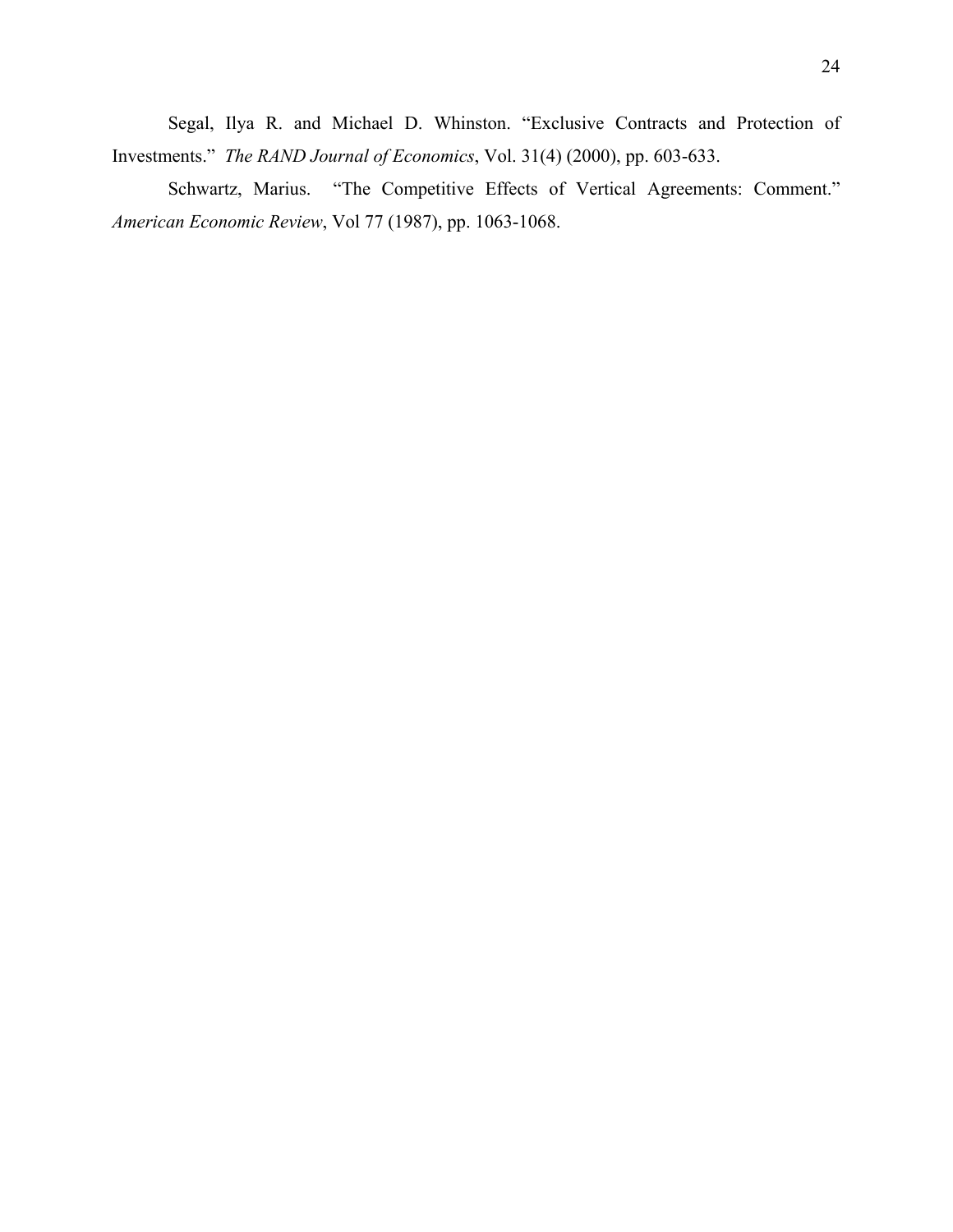Segal, Ilya R. and Michael D. Whinston. "Exclusive Contracts and Protection of Investments." *The RAND Journal of Economics*, Vol. 31(4) (2000), pp. 603-633.

Schwartz, Marius. "The Competitive Effects of Vertical Agreements: Comment." *American Economic Review*, Vol 77 (1987), pp. 1063-1068.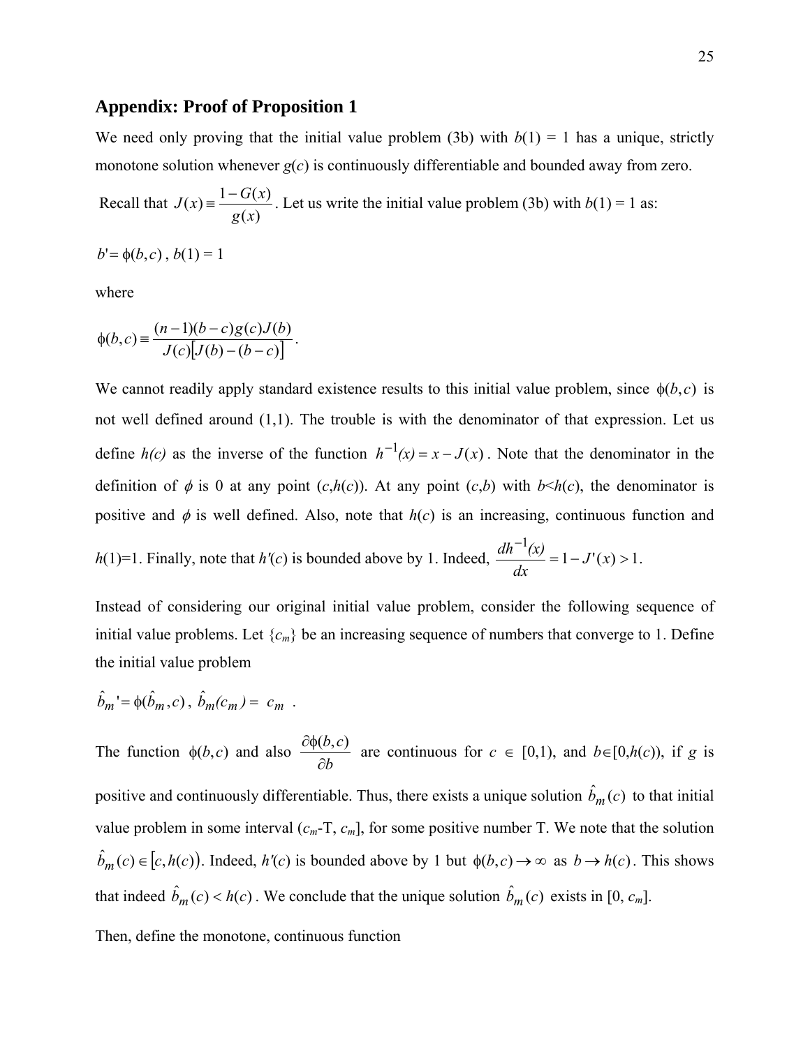## Appendix: Proof of Proposition 1

We need only proving that the initial value problem (3b) with $b(1) = 1$ has a unique, strictly monotone solution whenever $g(c)$ is continuously differentiable and bounded away from zero.

Recall that $J(x) \equiv \frac{1-G(x)}{g(x)}$. Let us write the initial value problem (3b) with $b(1) = 1$ as:

$$b' = \phi(b,c),\ b(1) = 1$$

where

$$\phi(b,c) \equiv \frac{(n-1)(b-c)g(c)J(b)}{J(c)\left[J(b)-(b-c)\right]}.$$

We cannot readily apply standard existence results to this initial value problem, since $\phi(b,c)$ is not well defined around (1,1). The trouble is with the denominator of that expression. Let us define $h(c)$ as the inverse of the function $h^{-1}(x) = x - J(x)$. Note that the denominator in the definition of $\phi$ is 0 at any point $(c,h(c))$. At any point $(c,b)$ with $b<h(c)$, the denominator is positive and $\phi$ is well defined. Also, note that $h(c)$ is an increasing, continuous function and $h(1)=1$. Finally, note that $h'(c)$ is bounded above by 1. Indeed, $\frac{dh^{-1}(x)}{dx} = 1 - J'(x) > 1$.

Instead of considering our original initial value problem, consider the following sequence of initial value problems. Let $\{c_m\}$ be an increasing sequence of numbers that converge to 1. Define the initial value problem

$$\hat{b}_m' = \phi(\hat{b}_m, c),\ \hat{b}_m(c_m) = c_m\ .$$

The function $\phi(b,c)$ and also $\frac{\partial \phi(b,c)}{\partial b}$ are continuous for $c \in [0,1)$, and $b \in [0,h(c))$, if $g$ is positive and continuously differentiable. Thus, there exists a unique solution $\hat{b}_m(c)$ to that initial value problem in some interval $(c_m\text{-T}, c_m]$, for some positive number T. We note that the solution $\hat{b}_m(c) \in [c, h(c))$. Indeed, $h'(c)$ is bounded above by 1 but $\phi(b,c) \to \infty$ as $b \to h(c)$. This shows that indeed $\hat{b}_m(c) < h(c)$. We conclude that the unique solution $\hat{b}_m(c)$ exists in $[0, c_m]$.

Then, define the monotone, continuous function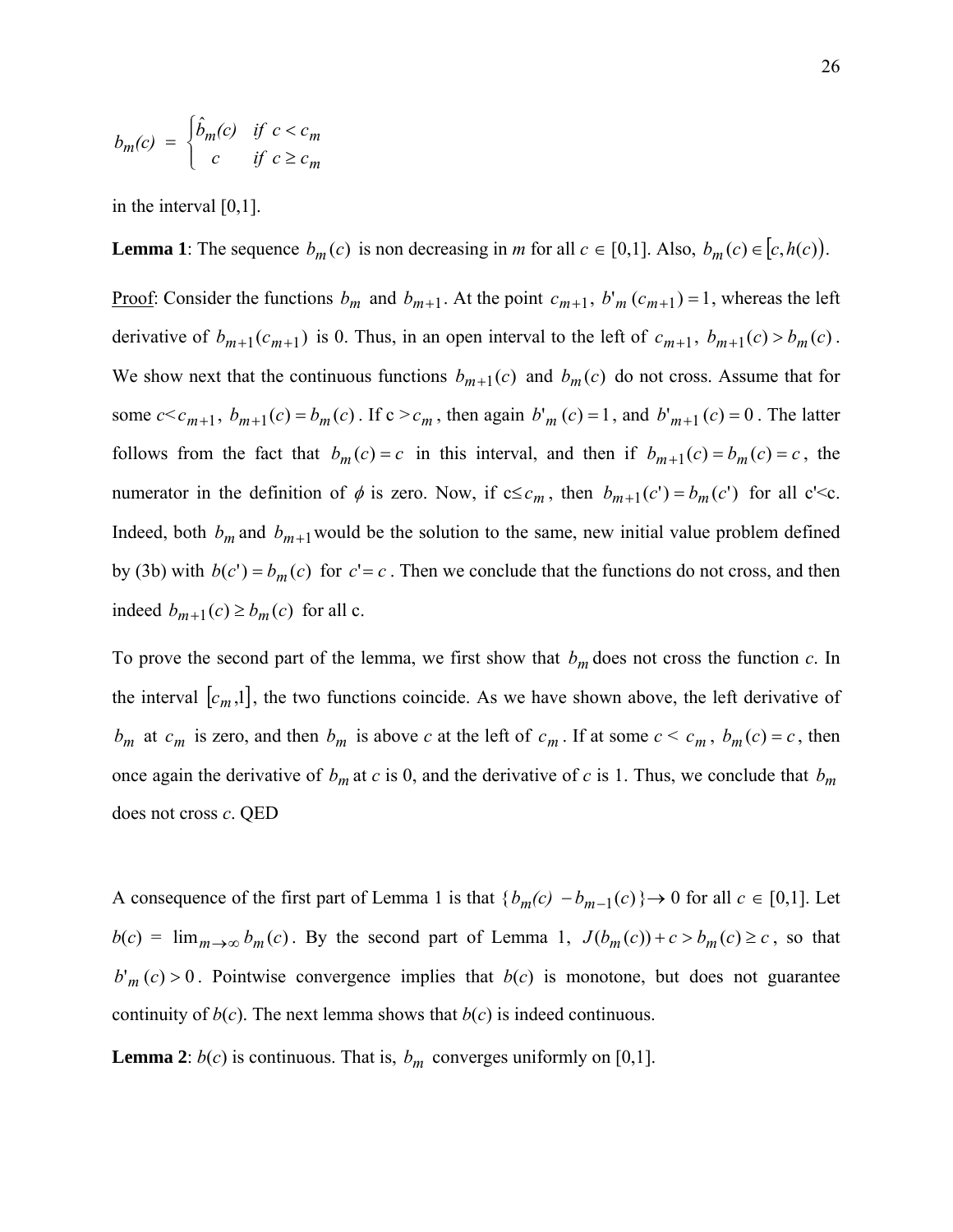$$b_m(c) \;=\; \begin{cases} \hat{b}_m(c) & \text{if } c < c_m \\ \;\; c & \text{if } c \geq c_m \end{cases}$$

in the interval [0,1].

**Lemma 1**: The sequence $b_m(c)$ is non decreasing in *m* for all $c \in [0,1]$. Also, $b_m(c) \in \left[c, h(c)\right)$.

<u>Proof</u>: Consider the functions $b_m$ and $b_{m+1}$. At the point $c_{m+1}$, $b'_m(c_{m+1}) = 1$, whereas the left derivative of $b_{m+1}(c_{m+1})$ is 0. Thus, in an open interval to the left of $c_{m+1}$, $b_{m+1}(c) > b_m(c)$. We show next that the continuous functions $b_{m+1}(c)$ and $b_m(c)$ do not cross. Assume that for some $c<c_{m+1}$, $b_{m+1}(c) = b_m(c)$. If $c > c_m$, then again $b'_m(c) = 1$, and $b'_{m+1}(c) = 0$. The latter follows from the fact that $b_m(c) = c$ in this interval, and then if $b_{m+1}(c) = b_m(c) = c$, the numerator in the definition of $\phi$ is zero. Now, if $c \leq c_m$, then $b_{m+1}(c') = b_m(c')$ for all $c'<c$. Indeed, both $b_m$ and $b_{m+1}$ would be the solution to the same, new initial value problem defined by (3b) with $b(c') = b_m(c)$ for $c' = c$. Then we conclude that the functions do not cross, and then indeed $b_{m+1}(c) \geq b_m(c)$ for all c.

To prove the second part of the lemma, we first show that $b_m$ does not cross the function *c*. In the interval $\left[c_m, 1\right]$, the two functions coincide. As we have shown above, the left derivative of $b_m$ at $c_m$ is zero, and then $b_m$ is above *c* at the left of $c_m$. If at some $c < c_m$, $b_m(c) = c$, then once again the derivative of $b_m$ at *c* is 0, and the derivative of *c* is 1. Thus, we conclude that $b_m$ does not cross *c*. QED

A consequence of the first part of Lemma 1 is that $\{b_m(c) - b_{m-1}(c)\} \rightarrow 0$ for all $c \in [0,1]$. Let $b(c) = \lim_{m\to\infty} b_m(c)$. By the second part of Lemma 1, $J(b_m(c)) + c > b_m(c) \geq c$, so that $b'_m(c) > 0$. Pointwise convergence implies that $b(c)$ is monotone, but does not guarantee continuity of $b(c)$. The next lemma shows that $b(c)$ is indeed continuous.

**Lemma 2**: $b(c)$ is continuous. That is, $b_m$ converges uniformly on [0,1].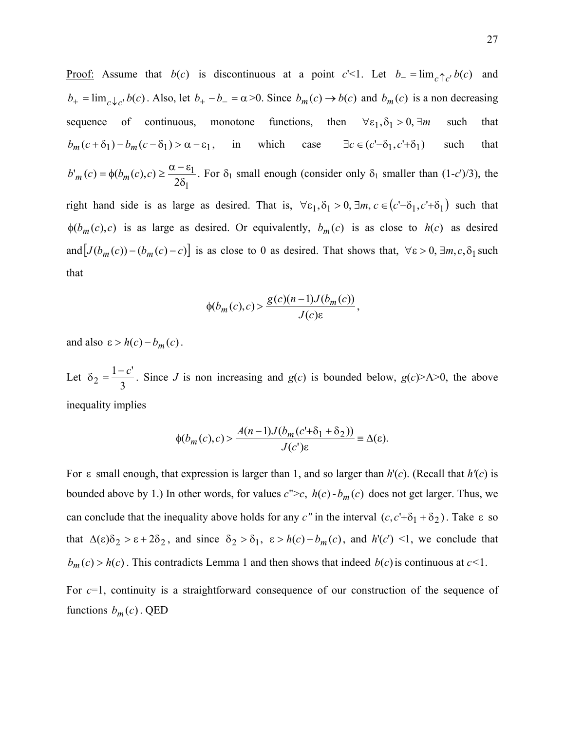Proof: Assume that $b(c)$ is discontinuous at a point $c'$<1. Let $b_- = \lim_{c \uparrow c'} b(c)$ and $b_+ = \lim_{c \downarrow c'} b(c)$. Also, let $b_+ - b_- = \alpha$ >0. Since $b_m(c) \to b(c)$ and $b_m(c)$ is a non decreasing sequence of continuous, monotone functions, then $\forall \varepsilon_1, \delta_1 > 0, \exists m$ such that $b_m(c+\delta_1) - b_m(c-\delta_1) > \alpha - \varepsilon_1$, in which case $\exists c \in (c'-\delta_1, c'+\delta_1)$ such that $b'_m(c) = \phi(b_m(c), c) \geq \frac{\alpha - \varepsilon_1}{2\delta_1}$. For $\delta_1$ small enough (consider only $\delta_1$ smaller than (1-$c'$)/3), the right hand side is as large as desired. That is, $\forall \varepsilon_1, \delta_1 > 0, \exists m, c \in (c'-\delta_1, c'+\delta_1)$ such that $\phi(b_m(c), c)$ is as large as desired. Or equivalently, $b_m(c)$ is as close to $h(c)$ as desired and $[J(b_m(c)) - (b_m(c) - c)]$ is as close to 0 as desired. That shows that, $\forall \varepsilon > 0, \exists m, c, \delta_1$ such that

$$\phi(b_m(c), c) > \frac{g(c)(n-1)J(b_m(c))}{J(c)\varepsilon},$$

and also $\varepsilon > h(c) - b_m(c)$.

Let $\delta_2 = \frac{1-c'}{3}$. Since $J$ is non increasing and $g(c)$ is bounded below, $g(c)$>A>0, the above inequality implies

$$\phi(b_m(c), c) > \frac{A(n-1)J(b_m(c'+\delta_1+\delta_2))}{J(c')\varepsilon} \equiv \Delta(\varepsilon).$$

For $\varepsilon$ small enough, that expression is larger than 1, and so larger than $h'(c)$. (Recall that $h'(c)$ is bounded above by 1.) In other words, for values $c''$>$c$, $h(c)$ - $b_m(c)$ does not get larger. Thus, we can conclude that the inequality above holds for any $c''$ in the interval $(c, c'+\delta_1+\delta_2)$. Take $\varepsilon$ so that $\Delta(\varepsilon)\delta_2 > \varepsilon + 2\delta_2$, and since $\delta_2 > \delta_1$, $\varepsilon > h(c) - b_m(c)$, and $h'(c')$ <1, we conclude that $b_m(c) > h(c)$. This contradicts Lemma 1 and then shows that indeed $b(c)$ is continuous at $c$<1.

For $c$=1, continuity is a straightforward consequence of our construction of the sequence of functions $b_m(c)$. QED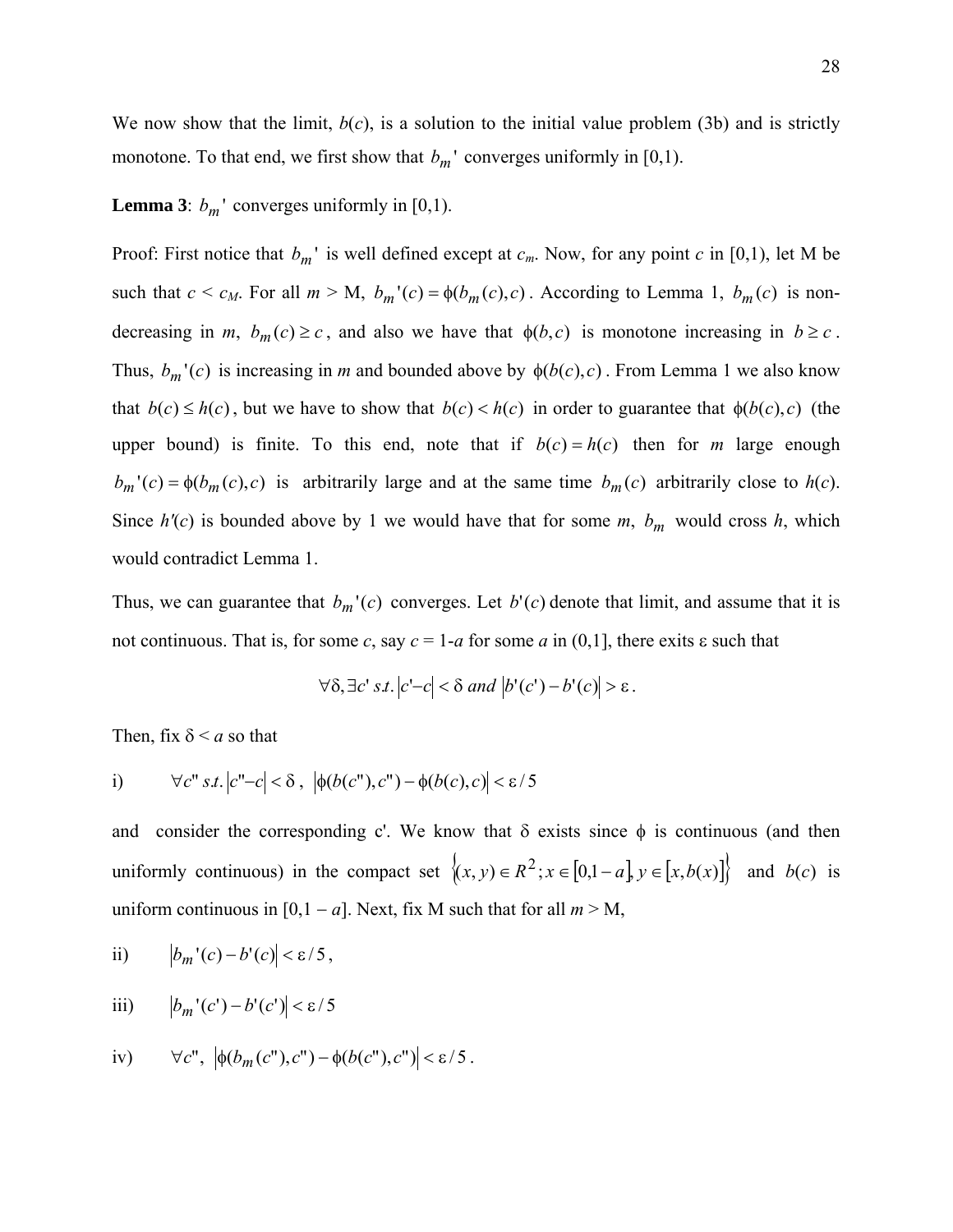We now show that the limit, $b(c)$, is a solution to the initial value problem (3b) and is strictly monotone. To that end, we first show that $b_m'$ converges uniformly in [0,1).

**Lemma 3**: $b_m'$ converges uniformly in [0,1).

Proof: First notice that $b_m'$ is well defined except at $c_m$. Now, for any point $c$ in [0,1), let M be such that $c < c_M$. For all $m >$ M, $b_m'(c) = \phi(b_m(c),c)$. According to Lemma 1, $b_m(c)$ is non-decreasing in $m$, $b_m(c) \geq c$, and also we have that $\phi(b,c)$ is monotone increasing in $b \geq c$. Thus, $b_m'(c)$ is increasing in $m$ and bounded above by $\phi(b(c),c)$. From Lemma 1 we also know that $b(c) \leq h(c)$, but we have to show that $b(c) < h(c)$ in order to guarantee that $\phi(b(c),c)$ (the upper bound) is finite. To this end, note that if $b(c) = h(c)$ then for $m$ large enough $b_m'(c) = \phi(b_m(c),c)$ is arbitrarily large and at the same time $b_m(c)$ arbitrarily close to $h(c)$. Since $h'(c)$ is bounded above by 1 we would have that for some $m$, $b_m$ would cross $h$, which would contradict Lemma 1.

Thus, we can guarantee that $b_m'(c)$ converges. Let $b'(c)$ denote that limit, and assume that it is not continuous. That is, for some $c$, say $c = 1\text{-}a$ for some $a$ in (0,1], there exits $\varepsilon$ such that

$$\forall \delta, \exists c' \ s.t. \left|c' - c\right| < \delta \ and \ \left|b'(c') - b'(c)\right| > \varepsilon .$$

Then, fix $\delta < a$ so that

i) $\forall c'' \ s.t. \left|c'' - c\right| < \delta$, $\left|\phi(b(c''),c'') - \phi(b(c),c)\right| < \varepsilon / 5$

and consider the corresponding c'. We know that $\delta$ exists since $\phi$ is continuous (and then uniformly continuous) in the compact set $\{(x,y) \in R^2; x \in [0,1-a], y \in [x, b(x)]\}$ and $b(c)$ is uniform continuous in $[0,1-a]$. Next, fix M such that for all $m >$ M,

ii) $\left|b_m'(c) - b'(c)\right| < \varepsilon / 5$,

iii) $\left|b_m'(c') - b'(c')\right| < \varepsilon / 5$

iv) $\forall c''$, $\left|\phi(b_m(c''),c'') - \phi(b(c''),c'')\right| < \varepsilon / 5$.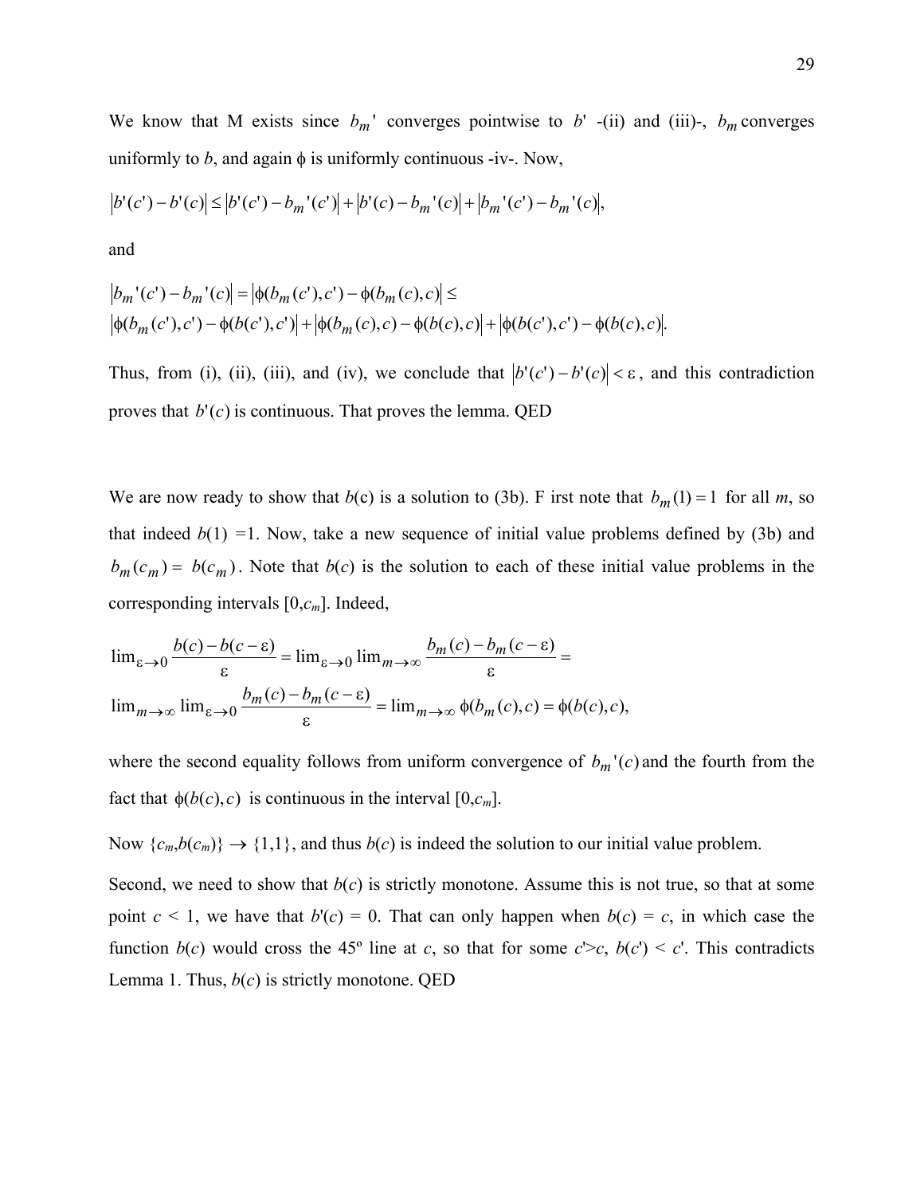We know that M exists since $b_m'$ converges pointwise to $b'$ -(ii) and (iii)-, $b_m$ converges uniformly to $b$, and again $\phi$ is uniformly continuous -iv-. Now,

$$|b'(c') - b'(c)| \leq |b'(c') - b_m'(c')| + |b'(c) - b_m'(c)| + |b_m'(c') - b_m'(c)|,$$

and

$$|b_m'(c') - b_m'(c)| = |\phi(b_m(c'), c') - \phi(b_m(c), c)| \leq$$
$$|\phi(b_m(c'), c') - \phi(b(c'), c')| + |\phi(b_m(c), c) - \phi(b(c), c)| + |\phi(b(c'), c') - \phi(b(c), c)|.$$

Thus, from (i), (ii), (iii), and (iv), we conclude that $|b'(c') - b'(c)| < \varepsilon$, and this contradiction proves that $b'(c)$ is continuous. That proves the lemma. QED

We are now ready to show that $b$(c) is a solution to (3b). F irst note that $b_m(1) = 1$ for all $m$, so that indeed $b(1)$ =1. Now, take a new sequence of initial value problems defined by (3b) and $b_m(c_m) = b(c_m)$. Note that $b(c)$ is the solution to each of these initial value problems in the corresponding intervals $[0, c_m]$. Indeed,

$$\lim_{\varepsilon \to 0} \frac{b(c) - b(c - \varepsilon)}{\varepsilon} = \lim_{\varepsilon \to 0} \lim_{m \to \infty} \frac{b_m(c) - b_m(c - \varepsilon)}{\varepsilon} =$$
$$\lim_{m \to \infty} \lim_{\varepsilon \to 0} \frac{b_m(c) - b_m(c - \varepsilon)}{\varepsilon} = \lim_{m \to \infty} \phi(b_m(c), c) = \phi(b(c), c),$$

where the second equality follows from uniform convergence of $b_m'(c)$ and the fourth from the fact that $\phi(b(c), c)$ is continuous in the interval $[0, c_m]$.

Now $\{c_m, b(c_m)\} \to \{1,1\}$, and thus $b(c)$ is indeed the solution to our initial value problem.

Second, we need to show that $b(c)$ is strictly monotone. Assume this is not true, so that at some point $c < 1$, we have that $b'(c) = 0$. That can only happen when $b(c) = c$, in which case the function $b(c)$ would cross the 45º line at $c$, so that for some $c' > c$, $b(c') < c'$. This contradicts Lemma 1. Thus, $b(c)$ is strictly monotone. QED